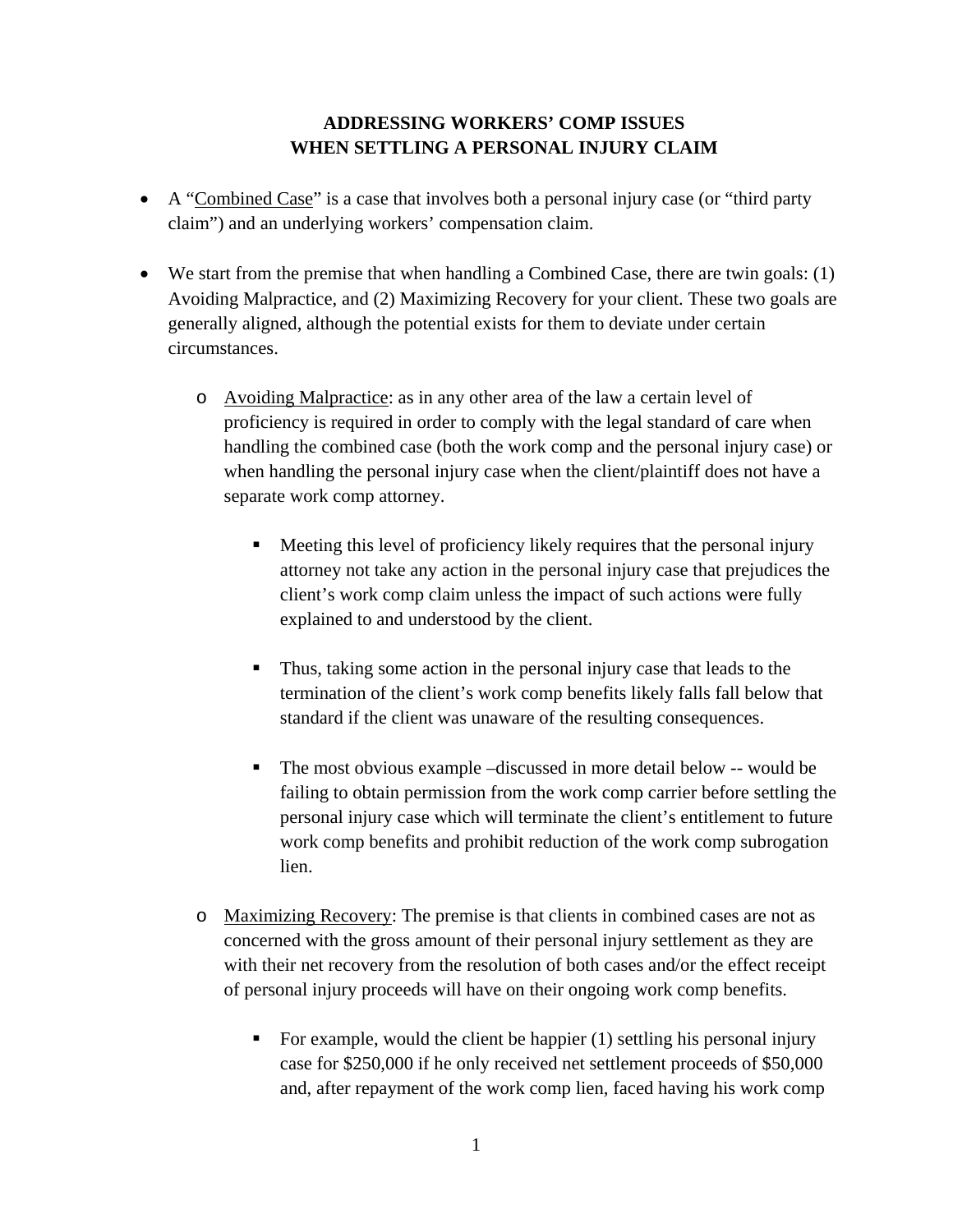# ADDRESSING WORKERS' COMP ISSUES WHEN SETTLING A PERSONAL INJURY CLAIM

- A "Combined Case" is a case that involves both a personal injury case (or "third party claim") and an underlying workers' compensation claim.

- We start from the premise that when handling a Combined Case, there are twin goals: (1) Avoiding Malpractice, and (2) Maximizing Recovery for your client. These two goals are generally aligned, although the potential exists for them to deviate under certain circumstances.

  - Avoiding Malpractice: as in any other area of the law a certain level of proficiency is required in order to comply with the legal standard of care when handling the combined case (both the work comp and the personal injury case) or when handling the personal injury case when the client/plaintiff does not have a separate work comp attorney.

    - Meeting this level of proficiency likely requires that the personal injury attorney not take any action in the personal injury case that prejudices the client's work comp claim unless the impact of such actions were fully explained to and understood by the client.

    - Thus, taking some action in the personal injury case that leads to the termination of the client's work comp benefits likely falls fall below that standard if the client was unaware of the resulting consequences.

    - The most obvious example –discussed in more detail below -- would be failing to obtain permission from the work comp carrier before settling the personal injury case which will terminate the client's entitlement to future work comp benefits and prohibit reduction of the work comp subrogation lien.

  - Maximizing Recovery: The premise is that clients in combined cases are not as concerned with the gross amount of their personal injury settlement as they are with their net recovery from the resolution of both cases and/or the effect receipt of personal injury proceeds will have on their ongoing work comp benefits.

    - For example, would the client be happier (1) settling his personal injury case for $250,000 if he only received net settlement proceeds of $50,000 and, after repayment of the work comp lien, faced having his work comp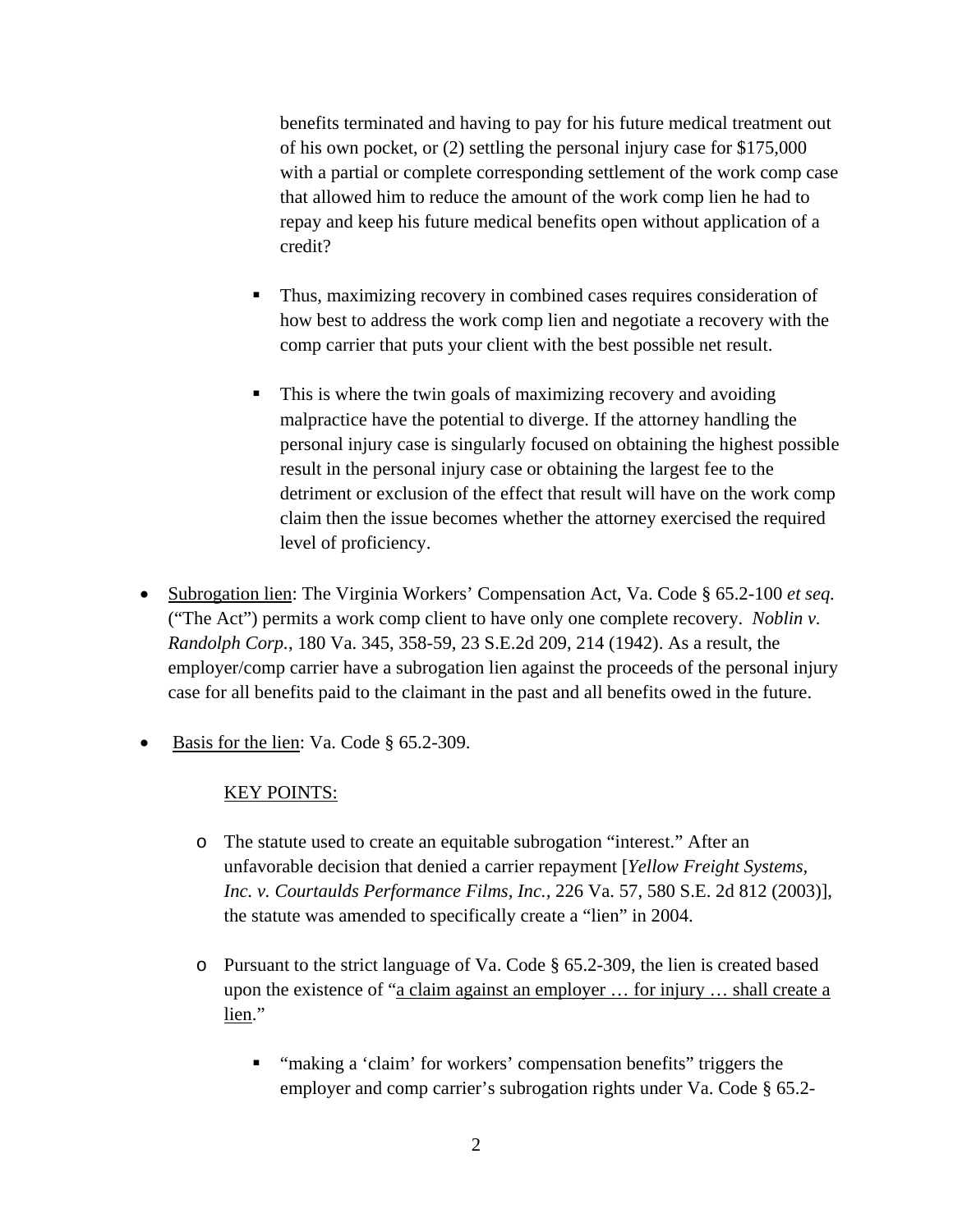benefits terminated and having to pay for his future medical treatment out of his own pocket, or (2) settling the personal injury case for $175,000 with a partial or complete corresponding settlement of the work comp case that allowed him to reduce the amount of the work comp lien he had to repay and keep his future medical benefits open without application of a credit?

  - Thus, maximizing recovery in combined cases requires consideration of how best to address the work comp lien and negotiate a recovery with the comp carrier that puts your client with the best possible net result.

  - This is where the twin goals of maximizing recovery and avoiding malpractice have the potential to diverge. If the attorney handling the personal injury case is singularly focused on obtaining the highest possible result in the personal injury case or obtaining the largest fee to the detriment or exclusion of the effect that result will have on the work comp claim then the issue becomes whether the attorney exercised the required level of proficiency.

- <u>Subrogation lien</u>: The Virginia Workers' Compensation Act, Va. Code § 65.2-100 *et seq.* ("The Act") permits a work comp client to have only one complete recovery. *Noblin v. Randolph Corp.*, 180 Va. 345, 358-59, 23 S.E.2d 209, 214 (1942). As a result, the employer/comp carrier have a subrogation lien against the proceeds of the personal injury case for all benefits paid to the claimant in the past and all benefits owed in the future.

- <u>Basis for the lien</u>: Va. Code § 65.2-309.

  <u>KEY POINTS:</u>

  - The statute used to create an equitable subrogation "interest." After an unfavorable decision that denied a carrier repayment [*Yellow Freight Systems, Inc. v. Courtaulds Performance Films, Inc.*, 226 Va. 57, 580 S.E. 2d 812 (2003)], the statute was amended to specifically create a "lien" in 2004.

  - Pursuant to the strict language of Va. Code § 65.2-309, the lien is created based upon the existence of "<u>a claim against an employer … for injury … shall create a lien</u>."

    - "making a 'claim' for workers' compensation benefits" triggers the employer and comp carrier's subrogation rights under Va. Code § 65.2-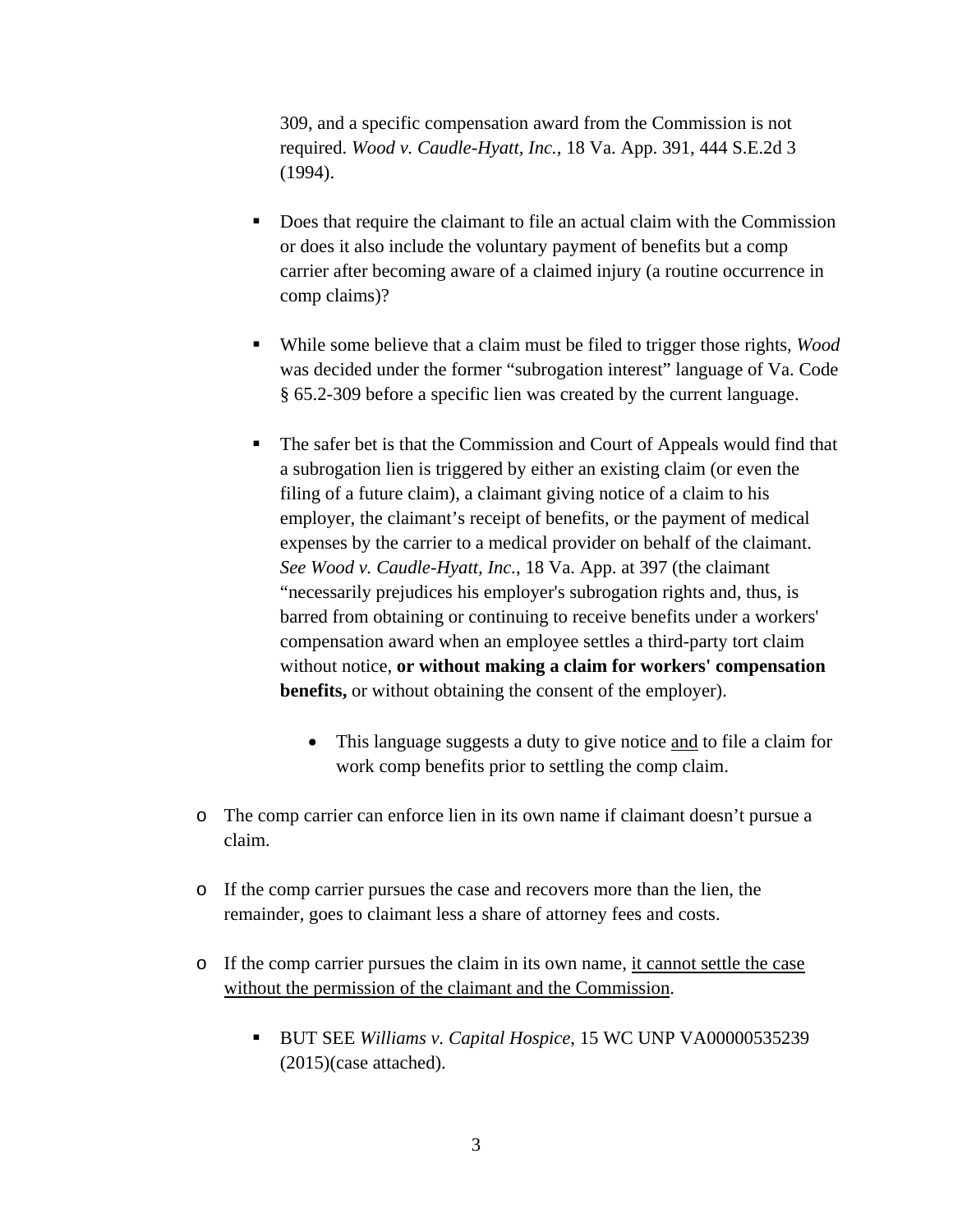309, and a specific compensation award from the Commission is not required. *Wood v. Caudle-Hyatt, Inc.*, 18 Va. App. 391, 444 S.E.2d 3 (1994).

        - Does that require the claimant to file an actual claim with the Commission or does it also include the voluntary payment of benefits but a comp carrier after becoming aware of a claimed injury (a routine occurrence in comp claims)?

        - While some believe that a claim must be filed to trigger those rights, *Wood* was decided under the former "subrogation interest" language of Va. Code § 65.2-309 before a specific lien was created by the current language.

        - The safer bet is that the Commission and Court of Appeals would find that a subrogation lien is triggered by either an existing claim (or even the filing of a future claim), a claimant giving notice of a claim to his employer, the claimant's receipt of benefits, or the payment of medical expenses by the carrier to a medical provider on behalf of the claimant. *See Wood v. Caudle-Hyatt, Inc.*, 18 Va. App. at 397 (the claimant "necessarily prejudices his employer's subrogation rights and, thus, is barred from obtaining or continuing to receive benefits under a workers' compensation award when an employee settles a third-party tort claim without notice, **or without making a claim for workers' compensation benefits,** or without obtaining the consent of the employer).

            - This language suggests a duty to give notice <u>and</u> to file a claim for work comp benefits prior to settling the comp claim.

- The comp carrier can enforce lien in its own name if claimant doesn't pursue a claim.

- If the comp carrier pursues the case and recovers more than the lien, the remainder, goes to claimant less a share of attorney fees and costs.

- If the comp carrier pursues the claim in its own name, <u>it cannot settle the case without the permission of the claimant and the Commission</u>.

    - BUT SEE *Williams v. Capital Hospice*, 15 WC UNP VA00000535239 (2015)(case attached).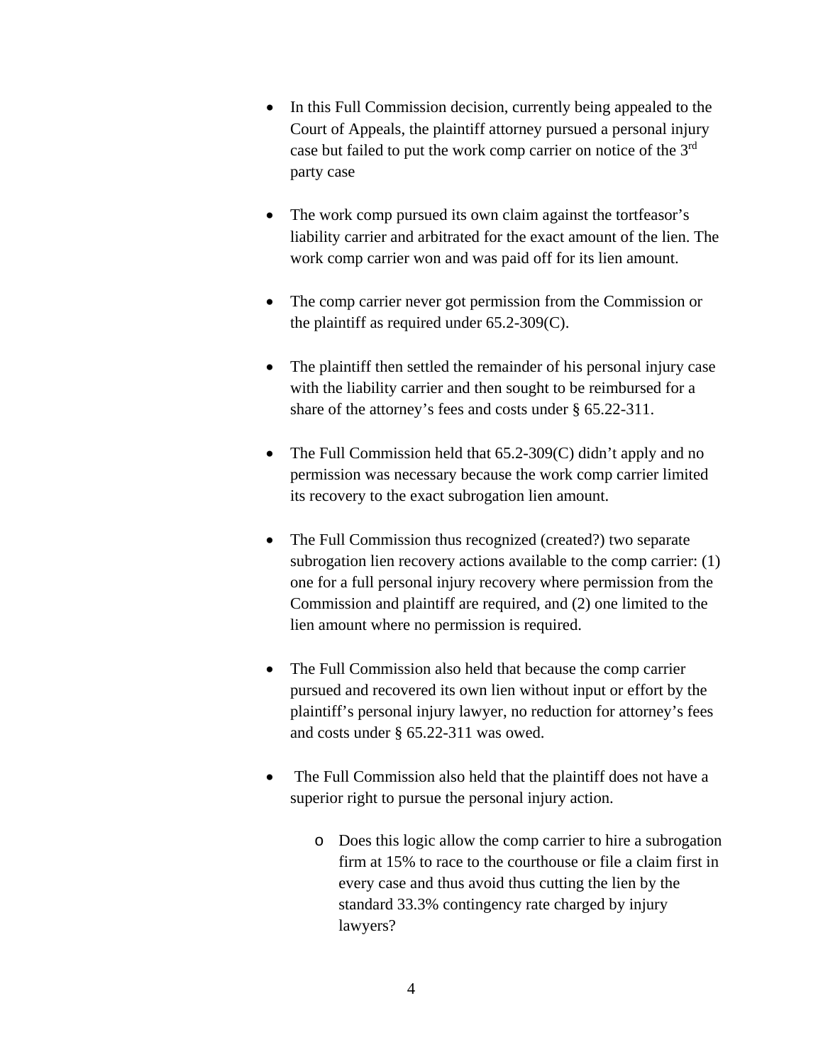- In this Full Commission decision, currently being appealed to the Court of Appeals, the plaintiff attorney pursued a personal injury case but failed to put the work comp carrier on notice of the 3rd party case

- The work comp pursued its own claim against the tortfeasor's liability carrier and arbitrated for the exact amount of the lien. The work comp carrier won and was paid off for its lien amount.

- The comp carrier never got permission from the Commission or the plaintiff as required under 65.2-309(C).

- The plaintiff then settled the remainder of his personal injury case with the liability carrier and then sought to be reimbursed for a share of the attorney's fees and costs under § 65.22-311.

- The Full Commission held that 65.2-309(C) didn't apply and no permission was necessary because the work comp carrier limited its recovery to the exact subrogation lien amount.

- The Full Commission thus recognized (created?) two separate subrogation lien recovery actions available to the comp carrier: (1) one for a full personal injury recovery where permission from the Commission and plaintiff are required, and (2) one limited to the lien amount where no permission is required.

- The Full Commission also held that because the comp carrier pursued and recovered its own lien without input or effort by the plaintiff's personal injury lawyer, no reduction for attorney's fees and costs under § 65.22-311 was owed.

- The Full Commission also held that the plaintiff does not have a superior right to pursue the personal injury action.

  - Does this logic allow the comp carrier to hire a subrogation firm at 15% to race to the courthouse or file a claim first in every case and thus avoid thus cutting the lien by the standard 33.3% contingency rate charged by injury lawyers?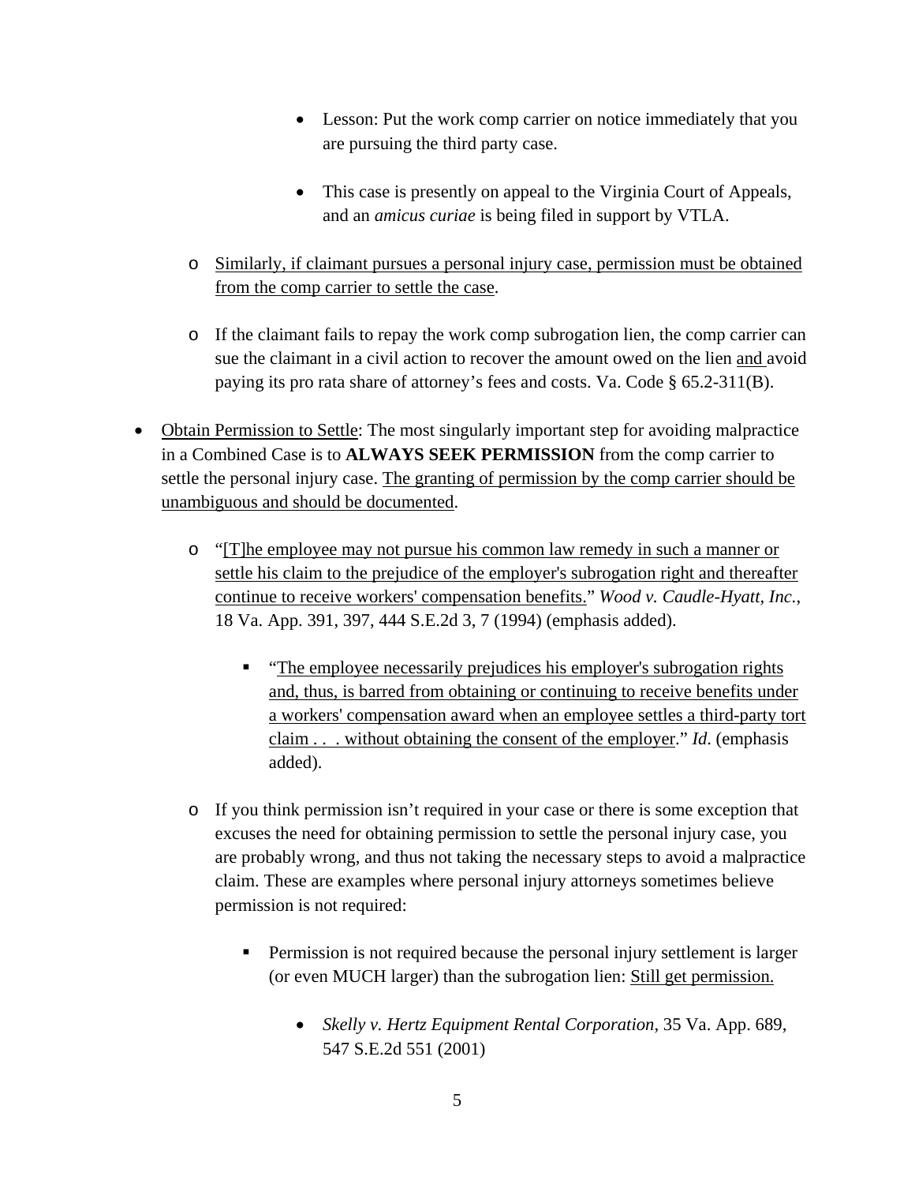- Lesson: Put the work comp carrier on notice immediately that you are pursuing the third party case.

        - This case is presently on appeal to the Virginia Court of Appeals, and an *amicus curiae* is being filed in support by VTLA.

    - <u>Similarly, if claimant pursues a personal injury case, permission must be obtained from the comp carrier to settle the case</u>.

    - If the claimant fails to repay the work comp subrogation lien, the comp carrier can sue the claimant in a civil action to recover the amount owed on the lien <u>and</u> avoid paying its pro rata share of attorney's fees and costs. Va. Code § 65.2-311(B).

- <u>Obtain Permission to Settle</u>: The most singularly important step for avoiding malpractice in a Combined Case is to **ALWAYS SEEK PERMISSION** from the comp carrier to settle the personal injury case. <u>The granting of permission by the comp carrier should be unambiguous and should be documented</u>.

    - "<u>[T]he employee may not pursue his common law remedy in such a manner or settle his claim to the prejudice of the employer's subrogation right and thereafter continue to receive workers' compensation benefits.</u>" *Wood v. Caudle-Hyatt, Inc.*, 18 Va. App. 391, 397, 444 S.E.2d 3, 7 (1994) (emphasis added).

        - "<u>The employee necessarily prejudices his employer's subrogation rights and, thus, is barred from obtaining or continuing to receive benefits under a workers' compensation award when an employee settles a third-party tort claim . . . without obtaining the consent of the employer</u>." *Id.* (emphasis added).

    - If you think permission isn't required in your case or there is some exception that excuses the need for obtaining permission to settle the personal injury case, you are probably wrong, and thus not taking the necessary steps to avoid a malpractice claim. These are examples where personal injury attorneys sometimes believe permission is not required:

        - Permission is not required because the personal injury settlement is larger (or even MUCH larger) than the subrogation lien: <u>Still get permission.</u>

            - *Skelly v. Hertz Equipment Rental Corporation*, 35 Va. App. 689, 547 S.E.2d 551 (2001)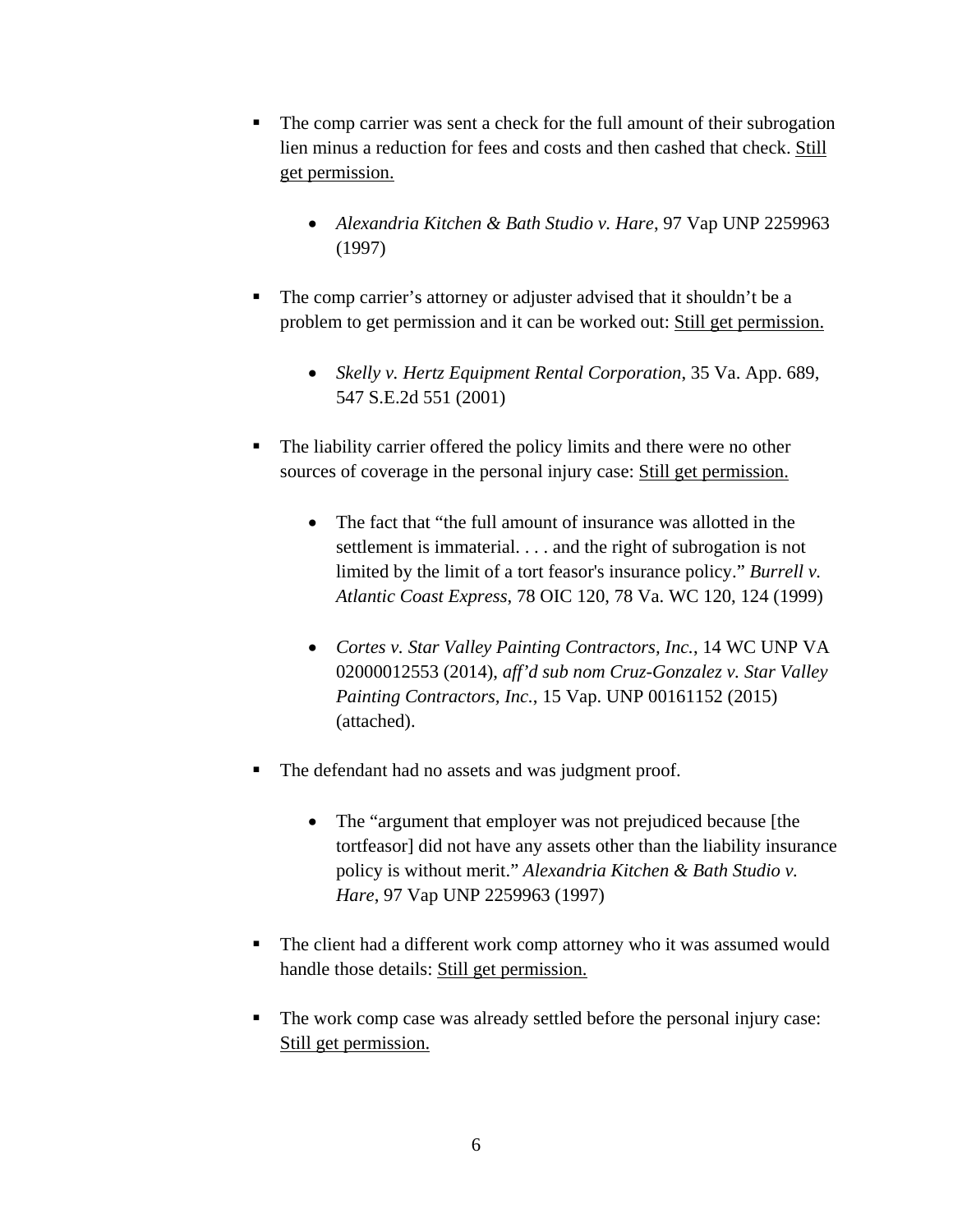- The comp carrier was sent a check for the full amount of their subrogation lien minus a reduction for fees and costs and then cashed that check. <u>Still get permission.</u>

    - *Alexandria Kitchen & Bath Studio v. Hare*, 97 Vap UNP 2259963 (1997)

- The comp carrier's attorney or adjuster advised that it shouldn't be a problem to get permission and it can be worked out: <u>Still get permission.</u>

    - *Skelly v. Hertz Equipment Rental Corporation*, 35 Va. App. 689, 547 S.E.2d 551 (2001)

- The liability carrier offered the policy limits and there were no other sources of coverage in the personal injury case: <u>Still get permission.</u>

    - The fact that "the full amount of insurance was allotted in the settlement is immaterial. . . . and the right of subrogation is not limited by the limit of a tort feasor's insurance policy." *Burrell v. Atlantic Coast Express*, 78 OIC 120, 78 Va. WC 120, 124 (1999)

    - *Cortes v. Star Valley Painting Contractors, Inc.*, 14 WC UNP VA 02000012553 (2014), *aff'd sub nom Cruz-Gonzalez v. Star Valley Painting Contractors, Inc.*, 15 Vap. UNP 00161152 (2015) (attached).

- The defendant had no assets and was judgment proof.

    - The "argument that employer was not prejudiced because [the tortfeasor] did not have any assets other than the liability insurance policy is without merit." *Alexandria Kitchen & Bath Studio v. Hare*, 97 Vap UNP 2259963 (1997)

- The client had a different work comp attorney who it was assumed would handle those details: <u>Still get permission.</u>

- The work comp case was already settled before the personal injury case: <u>Still get permission.</u>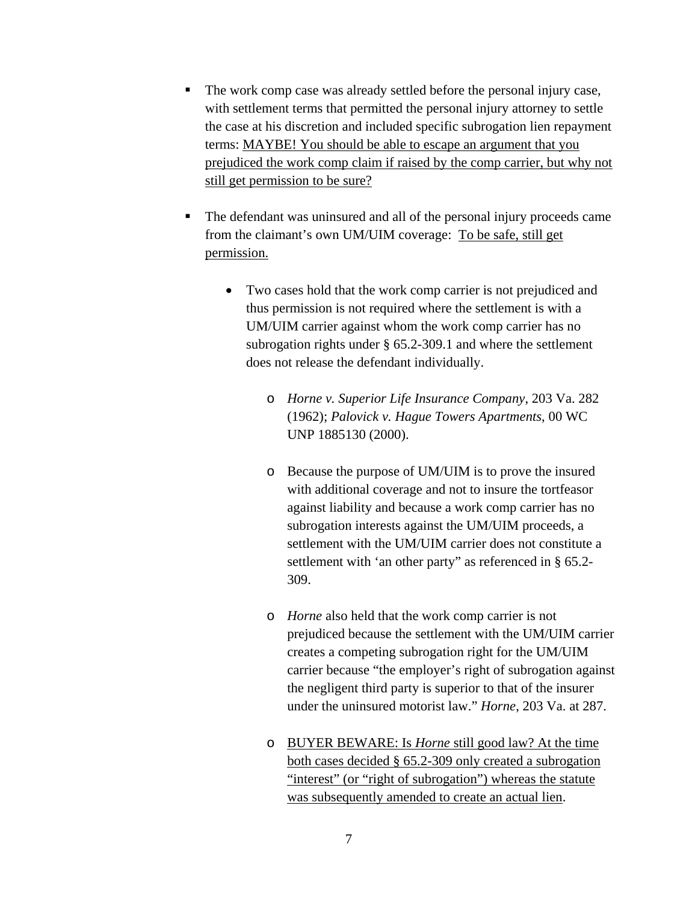- The work comp case was already settled before the personal injury case, with settlement terms that permitted the personal injury attorney to settle the case at his discretion and included specific subrogation lien repayment terms: <u>MAYBE! You should be able to escape an argument that you prejudiced the work comp claim if raised by the comp carrier, but why not still get permission to be sure?</u>

- The defendant was uninsured and all of the personal injury proceeds came from the claimant's own UM/UIM coverage: <u>To be safe, still get permission.</u>

  - Two cases hold that the work comp carrier is not prejudiced and thus permission is not required where the settlement is with a UM/UIM carrier against whom the work comp carrier has no subrogation rights under § 65.2-309.1 and where the settlement does not release the defendant individually.

    - *Horne v. Superior Life Insurance Company*, 203 Va. 282 (1962); *Palovick v. Hague Towers Apartments*, 00 WC UNP 1885130 (2000).

    - Because the purpose of UM/UIM is to prove the insured with additional coverage and not to insure the tortfeasor against liability and because a work comp carrier has no subrogation interests against the UM/UIM proceeds, a settlement with the UM/UIM carrier does not constitute a settlement with 'an other party" as referenced in § 65.2-309.

    - *Horne* also held that the work comp carrier is not prejudiced because the settlement with the UM/UIM carrier creates a competing subrogation right for the UM/UIM carrier because "the employer's right of subrogation against the negligent third party is superior to that of the insurer under the uninsured motorist law." *Horne*, 203 Va. at 287.

    - <u>BUYER BEWARE: Is *Horne* still good law? At the time both cases decided § 65.2-309 only created a subrogation "interest" (or "right of subrogation") whereas the statute was subsequently amended to create an actual lien</u>.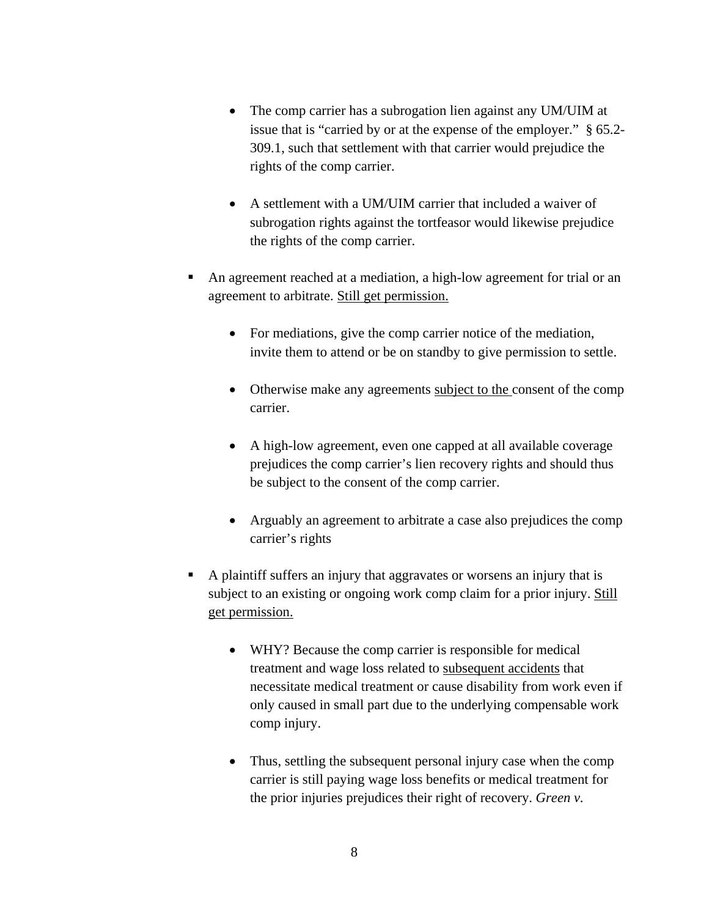- The comp carrier has a subrogation lien against any UM/UIM at issue that is "carried by or at the expense of the employer." § 65.2-309.1, such that settlement with that carrier would prejudice the rights of the comp carrier.

    - A settlement with a UM/UIM carrier that included a waiver of subrogation rights against the tortfeasor would likewise prejudice the rights of the comp carrier.

- An agreement reached at a mediation, a high-low agreement for trial or an agreement to arbitrate. <u>Still get permission.</u>

    - For mediations, give the comp carrier notice of the mediation, invite them to attend or be on standby to give permission to settle.

    - Otherwise make any agreements <u>subject to the</u> consent of the comp carrier.

    - A high-low agreement, even one capped at all available coverage prejudices the comp carrier's lien recovery rights and should thus be subject to the consent of the comp carrier.

    - Arguably an agreement to arbitrate a case also prejudices the comp carrier's rights

- A plaintiff suffers an injury that aggravates or worsens an injury that is subject to an existing or ongoing work comp claim for a prior injury. <u>Still get permission.</u>

    - WHY? Because the comp carrier is responsible for medical treatment and wage loss related to <u>subsequent accidents</u> that necessitate medical treatment or cause disability from work even if only caused in small part due to the underlying compensable work comp injury.

    - Thus, settling the subsequent personal injury case when the comp carrier is still paying wage loss benefits or medical treatment for the prior injuries prejudices their right of recovery. *Green v.*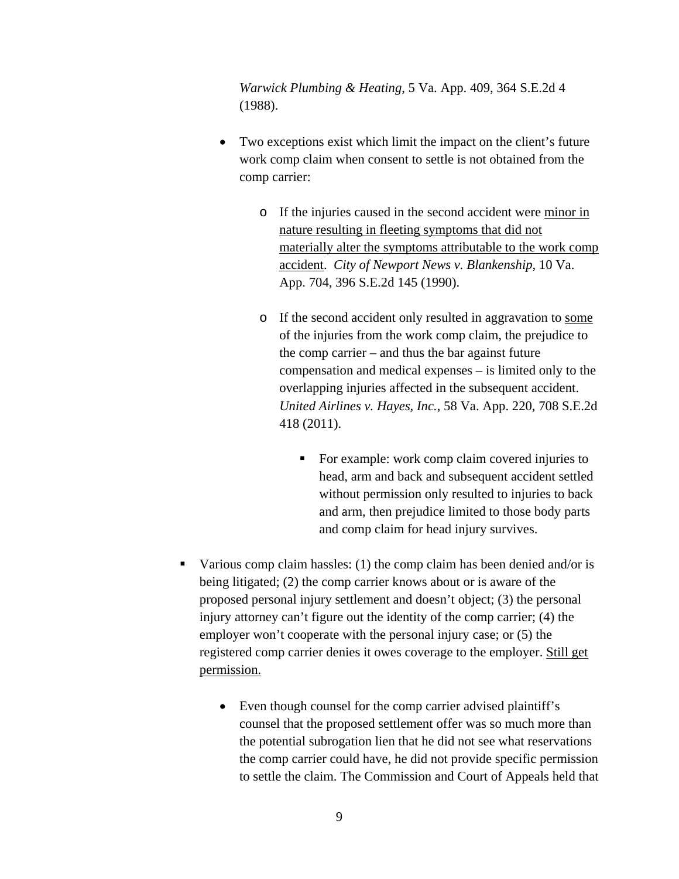*Warwick Plumbing & Heating*, 5 Va. App. 409, 364 S.E.2d 4 (1988).

- Two exceptions exist which limit the impact on the client's future work comp claim when consent to settle is not obtained from the comp carrier:

    - If the injuries caused in the second accident were <u>minor in nature resulting in fleeting symptoms that did not materially alter the symptoms attributable to the work comp accident</u>. *City of Newport News v. Blankenship*, 10 Va. App. 704, 396 S.E.2d 145 (1990).

    - If the second accident only resulted in aggravation to <u>some</u> of the injuries from the work comp claim, the prejudice to the comp carrier – and thus the bar against future compensation and medical expenses – is limited only to the overlapping injuries affected in the subsequent accident. *United Airlines v. Hayes, Inc.*, 58 Va. App. 220, 708 S.E.2d 418 (2011).

        - For example: work comp claim covered injuries to head, arm and back and subsequent accident settled without permission only resulted to injuries to back and arm, then prejudice limited to those body parts and comp claim for head injury survives.

- Various comp claim hassles: (1) the comp claim has been denied and/or is being litigated; (2) the comp carrier knows about or is aware of the proposed personal injury settlement and doesn't object; (3) the personal injury attorney can't figure out the identity of the comp carrier; (4) the employer won't cooperate with the personal injury case; or (5) the registered comp carrier denies it owes coverage to the employer. <u>Still get permission.</u>

    - Even though counsel for the comp carrier advised plaintiff's counsel that the proposed settlement offer was so much more than the potential subrogation lien that he did not see what reservations the comp carrier could have, he did not provide specific permission to settle the claim. The Commission and Court of Appeals held that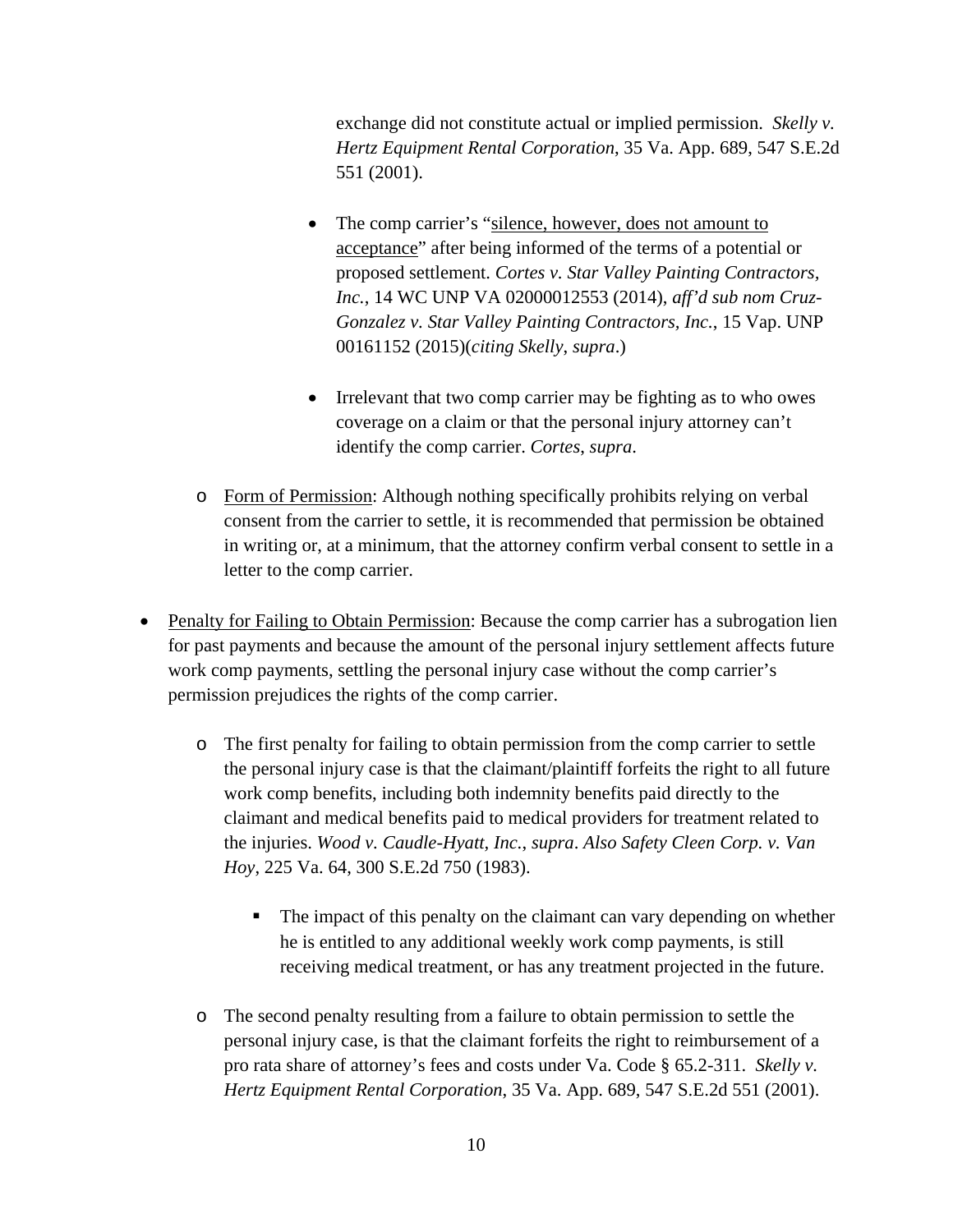exchange did not constitute actual or implied permission. *Skelly v. Hertz Equipment Rental Corporation*, 35 Va. App. 689, 547 S.E.2d 551 (2001).

- The comp carrier's "silence, however, does not amount to acceptance" after being informed of the terms of a potential or proposed settlement. *Cortes v. Star Valley Painting Contractors, Inc.*, 14 WC UNP VA 02000012553 (2014), *aff'd sub nom Cruz-Gonzalez v. Star Valley Painting Contractors, Inc.*, 15 Vap. UNP 00161152 (2015)(*citing Skelly*, *supra*.)

- Irrelevant that two comp carrier may be fighting as to who owes coverage on a claim or that the personal injury attorney can't identify the comp carrier. *Cortes*, *supra*.

- Form of Permission: Although nothing specifically prohibits relying on verbal consent from the carrier to settle, it is recommended that permission be obtained in writing or, at a minimum, that the attorney confirm verbal consent to settle in a letter to the comp carrier.

- Penalty for Failing to Obtain Permission: Because the comp carrier has a subrogation lien for past payments and because the amount of the personal injury settlement affects future work comp payments, settling the personal injury case without the comp carrier's permission prejudices the rights of the comp carrier.

  - The first penalty for failing to obtain permission from the comp carrier to settle the personal injury case is that the claimant/plaintiff forfeits the right to all future work comp benefits, including both indemnity benefits paid directly to the claimant and medical benefits paid to medical providers for treatment related to the injuries. *Wood v. Caudle-Hyatt, Inc.*, *supra*. *Also Safety Cleen Corp. v. Van Hoy*, 225 Va. 64, 300 S.E.2d 750 (1983).

    - The impact of this penalty on the claimant can vary depending on whether he is entitled to any additional weekly work comp payments, is still receiving medical treatment, or has any treatment projected in the future.

  - The second penalty resulting from a failure to obtain permission to settle the personal injury case, is that the claimant forfeits the right to reimbursement of a pro rata share of attorney's fees and costs under Va. Code § 65.2-311. *Skelly v. Hertz Equipment Rental Corporation*, 35 Va. App. 689, 547 S.E.2d 551 (2001).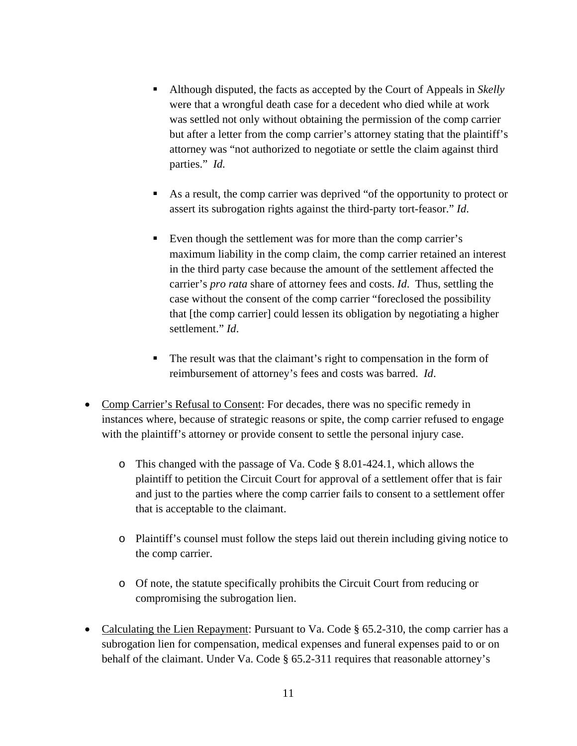- Although disputed, the facts as accepted by the Court of Appeals in *Skelly* were that a wrongful death case for a decedent who died while at work was settled not only without obtaining the permission of the comp carrier but after a letter from the comp carrier's attorney stating that the plaintiff's attorney was "not authorized to negotiate or settle the claim against third parties." *Id.*

    - As a result, the comp carrier was deprived "of the opportunity to protect or assert its subrogation rights against the third-party tort-feasor." *Id*.

    - Even though the settlement was for more than the comp carrier's maximum liability in the comp claim, the comp carrier retained an interest in the third party case because the amount of the settlement affected the carrier's *pro rata* share of attorney fees and costs. *Id*. Thus, settling the case without the consent of the comp carrier "foreclosed the possibility that [the comp carrier] could lessen its obligation by negotiating a higher settlement." *Id*.

    - The result was that the claimant's right to compensation in the form of reimbursement of attorney's fees and costs was barred. *Id*.

- <u>Comp Carrier's Refusal to Consent</u>: For decades, there was no specific remedy in instances where, because of strategic reasons or spite, the comp carrier refused to engage with the plaintiff's attorney or provide consent to settle the personal injury case.

  - This changed with the passage of Va. Code § 8.01-424.1, which allows the plaintiff to petition the Circuit Court for approval of a settlement offer that is fair and just to the parties where the comp carrier fails to consent to a settlement offer that is acceptable to the claimant.

  - Plaintiff's counsel must follow the steps laid out therein including giving notice to the comp carrier.

  - Of note, the statute specifically prohibits the Circuit Court from reducing or compromising the subrogation lien.

- <u>Calculating the Lien Repayment</u>: Pursuant to Va. Code § 65.2-310, the comp carrier has a subrogation lien for compensation, medical expenses and funeral expenses paid to or on behalf of the claimant. Under Va. Code § 65.2-311 requires that reasonable attorney's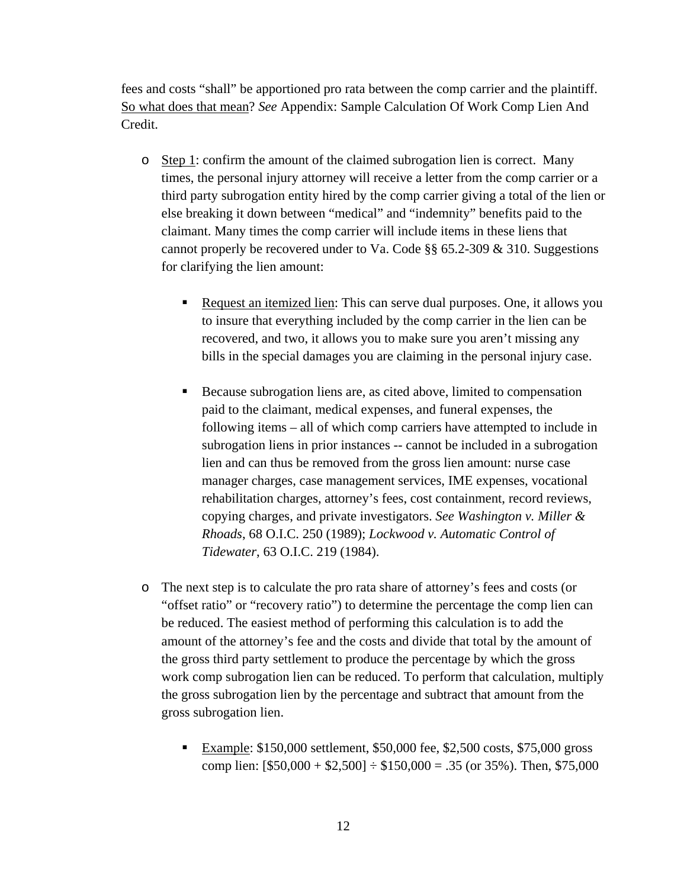fees and costs "shall" be apportioned pro rata between the comp carrier and the plaintiff. <u>So what does that mean</u>? *See* Appendix: Sample Calculation Of Work Comp Lien And Credit.

- <u>Step 1</u>: confirm the amount of the claimed subrogation lien is correct. Many times, the personal injury attorney will receive a letter from the comp carrier or a third party subrogation entity hired by the comp carrier giving a total of the lien or else breaking it down between "medical" and "indemnity" benefits paid to the claimant. Many times the comp carrier will include items in these liens that cannot properly be recovered under to Va. Code §§ 65.2-309 & 310. Suggestions for clarifying the lien amount:

    - <u>Request an itemized lien</u>: This can serve dual purposes. One, it allows you to insure that everything included by the comp carrier in the lien can be recovered, and two, it allows you to make sure you aren't missing any bills in the special damages you are claiming in the personal injury case.

    - Because subrogation liens are, as cited above, limited to compensation paid to the claimant, medical expenses, and funeral expenses, the following items – all of which comp carriers have attempted to include in subrogation liens in prior instances -- cannot be included in a subrogation lien and can thus be removed from the gross lien amount: nurse case manager charges, case management services, IME expenses, vocational rehabilitation charges, attorney's fees, cost containment, record reviews, copying charges, and private investigators. *See Washington v. Miller & Rhoads*, 68 O.I.C. 250 (1989); *Lockwood v. Automatic Control of Tidewater*, 63 O.I.C. 219 (1984).

- The next step is to calculate the pro rata share of attorney's fees and costs (or "offset ratio" or "recovery ratio") to determine the percentage the comp lien can be reduced. The easiest method of performing this calculation is to add the amount of the attorney's fee and the costs and divide that total by the amount of the gross third party settlement to produce the percentage by which the gross work comp subrogation lien can be reduced. To perform that calculation, multiply the gross subrogation lien by the percentage and subtract that amount from the gross subrogation lien.

    - <u>Example</u>: $150,000 settlement, $50,000 fee, $2,500 costs, $75,000 gross comp lien: [$50,000 + $2,500] ÷ $150,000 = .35 (or 35%). Then, $75,000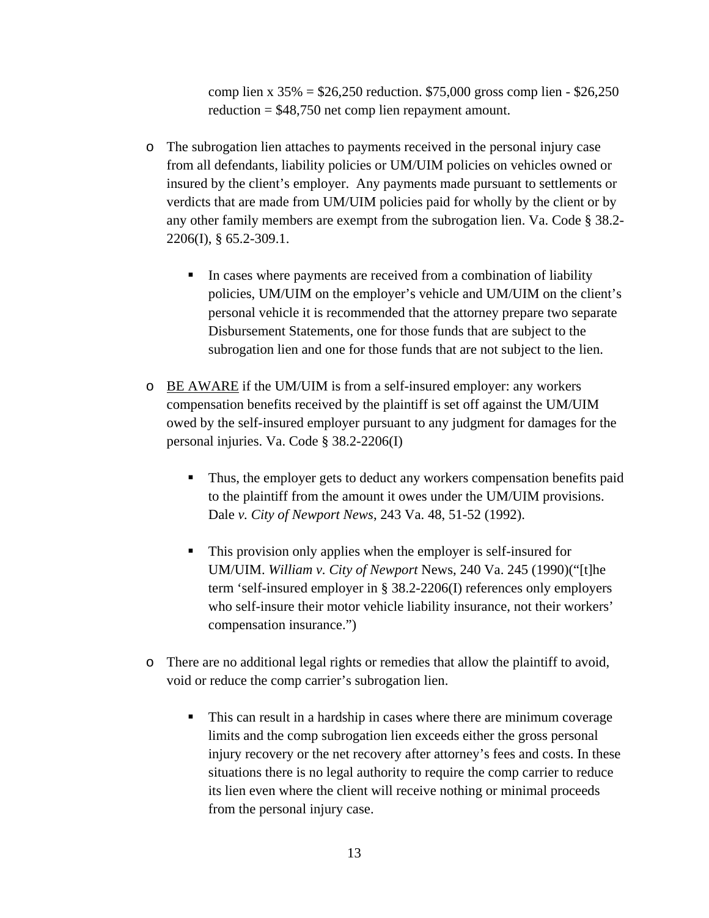comp lien x 35% = $26,250 reduction. $75,000 gross comp lien - $26,250 reduction = $48,750 net comp lien repayment amount.

- The subrogation lien attaches to payments received in the personal injury case from all defendants, liability policies or UM/UIM policies on vehicles owned or insured by the client's employer. Any payments made pursuant to settlements or verdicts that are made from UM/UIM policies paid for wholly by the client or by any other family members are exempt from the subrogation lien. Va. Code § 38.2-2206(I), § 65.2-309.1.
  - In cases where payments are received from a combination of liability policies, UM/UIM on the employer's vehicle and UM/UIM on the client's personal vehicle it is recommended that the attorney prepare two separate Disbursement Statements, one for those funds that are subject to the subrogation lien and one for those funds that are not subject to the lien.
- <u>BE AWARE</u> if the UM/UIM is from a self-insured employer: any workers compensation benefits received by the plaintiff is set off against the UM/UIM owed by the self-insured employer pursuant to any judgment for damages for the personal injuries. Va. Code § 38.2-2206(I)
  - Thus, the employer gets to deduct any workers compensation benefits paid to the plaintiff from the amount it owes under the UM/UIM provisions. Dale *v. City of Newport News*, 243 Va. 48, 51-52 (1992).
  - This provision only applies when the employer is self-insured for UM/UIM. *William v. City of Newport* News, 240 Va. 245 (1990)("[t]he term 'self-insured employer in § 38.2-2206(I) references only employers who self-insure their motor vehicle liability insurance, not their workers' compensation insurance.")
- There are no additional legal rights or remedies that allow the plaintiff to avoid, void or reduce the comp carrier's subrogation lien.
  - This can result in a hardship in cases where there are minimum coverage limits and the comp subrogation lien exceeds either the gross personal injury recovery or the net recovery after attorney's fees and costs. In these situations there is no legal authority to require the comp carrier to reduce its lien even where the client will receive nothing or minimal proceeds from the personal injury case.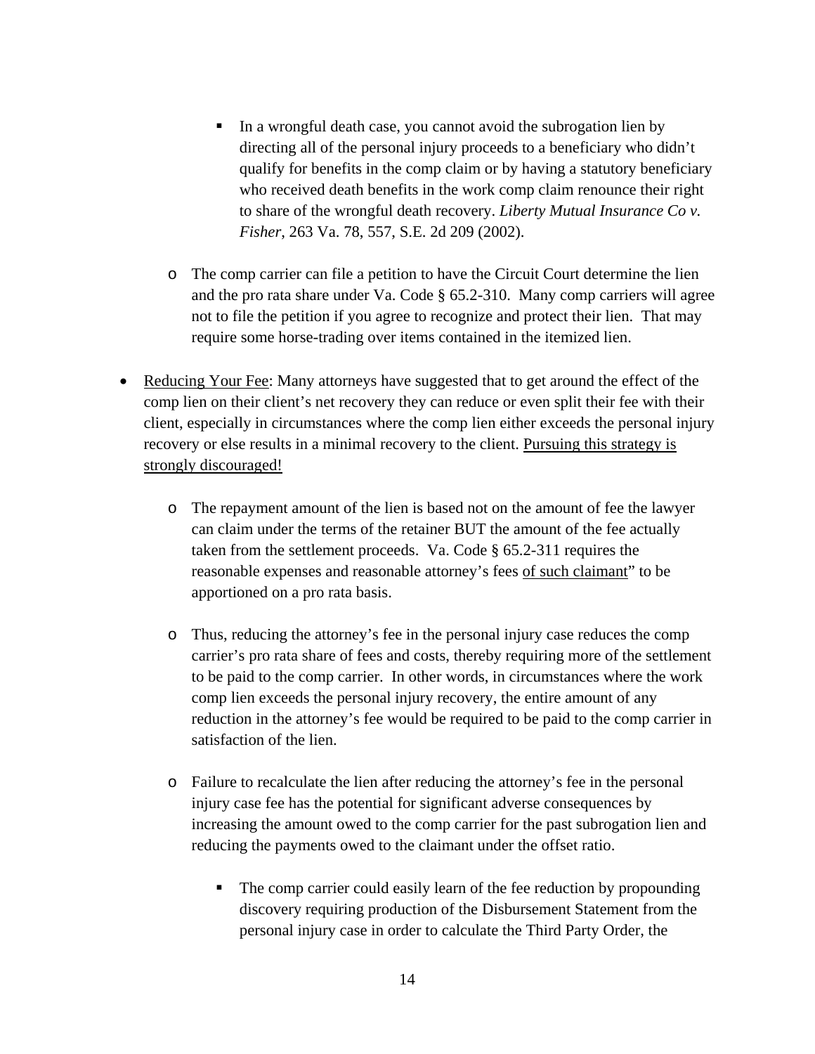- In a wrongful death case, you cannot avoid the subrogation lien by directing all of the personal injury proceeds to a beneficiary who didn't qualify for benefits in the comp claim or by having a statutory beneficiary who received death benefits in the work comp claim renounce their right to share of the wrongful death recovery. *Liberty Mutual Insurance Co v. Fisher*, 263 Va. 78, 557, S.E. 2d 209 (2002).

    - The comp carrier can file a petition to have the Circuit Court determine the lien and the pro rata share under Va. Code § 65.2-310. Many comp carriers will agree not to file the petition if you agree to recognize and protect their lien. That may require some horse-trading over items contained in the itemized lien.

- <u>Reducing Your Fee</u>: Many attorneys have suggested that to get around the effect of the comp lien on their client's net recovery they can reduce or even split their fee with their client, especially in circumstances where the comp lien either exceeds the personal injury recovery or else results in a minimal recovery to the client. <u>Pursuing this strategy is strongly discouraged!</u>

    - The repayment amount of the lien is based not on the amount of fee the lawyer can claim under the terms of the retainer BUT the amount of the fee actually taken from the settlement proceeds. Va. Code § 65.2-311 requires the reasonable expenses and reasonable attorney's fees <u>of such claimant</u>" to be apportioned on a pro rata basis.

    - Thus, reducing the attorney's fee in the personal injury case reduces the comp carrier's pro rata share of fees and costs, thereby requiring more of the settlement to be paid to the comp carrier. In other words, in circumstances where the work comp lien exceeds the personal injury recovery, the entire amount of any reduction in the attorney's fee would be required to be paid to the comp carrier in satisfaction of the lien.

    - Failure to recalculate the lien after reducing the attorney's fee in the personal injury case fee has the potential for significant adverse consequences by increasing the amount owed to the comp carrier for the past subrogation lien and reducing the payments owed to the claimant under the offset ratio.

        - The comp carrier could easily learn of the fee reduction by propounding discovery requiring production of the Disbursement Statement from the personal injury case in order to calculate the Third Party Order, the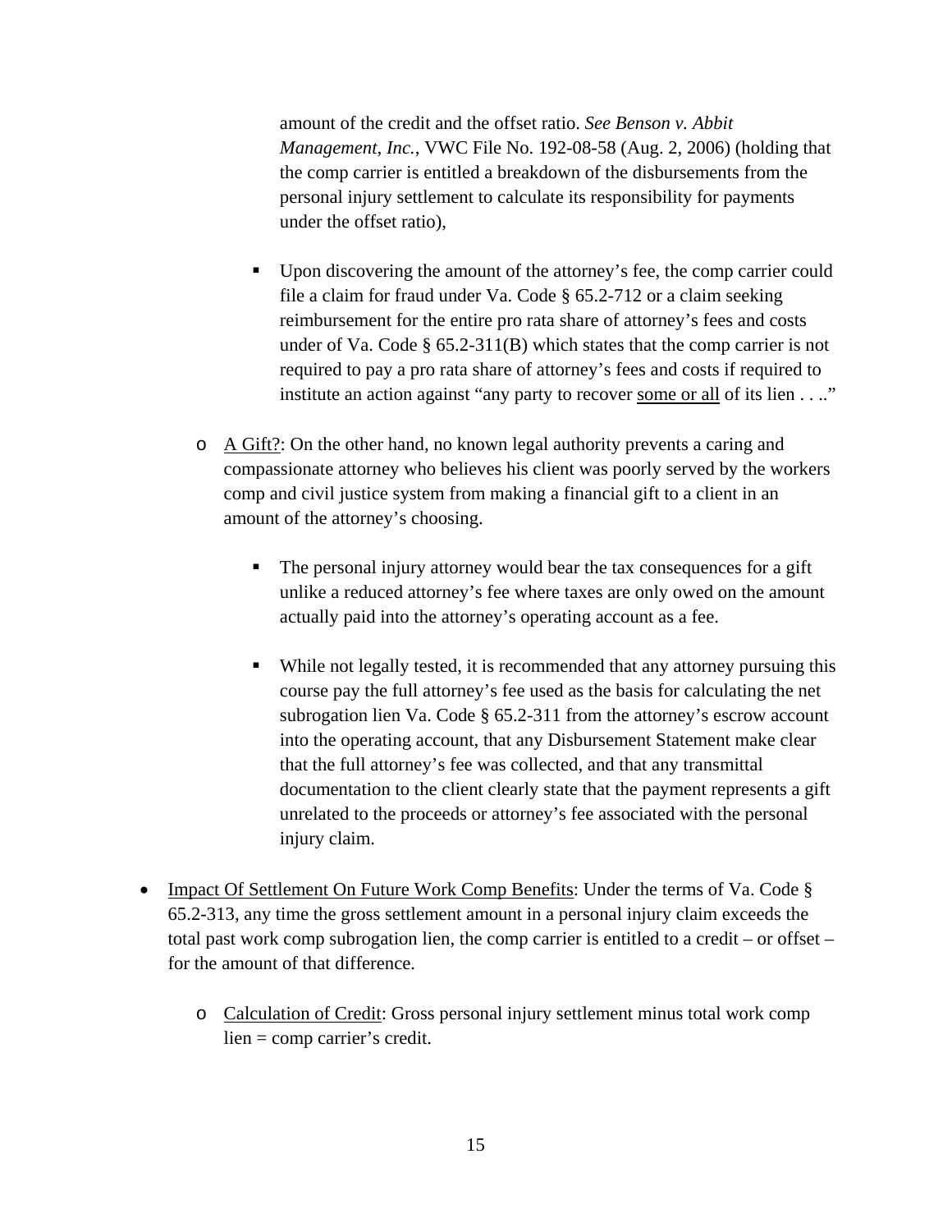amount of the credit and the offset ratio. *See Benson v. Abbit Management, Inc.*, VWC File No. 192-08-58 (Aug. 2, 2006) (holding that the comp carrier is entitled a breakdown of the disbursements from the personal injury settlement to calculate its responsibility for payments under the offset ratio),

    - Upon discovering the amount of the attorney's fee, the comp carrier could file a claim for fraud under Va. Code § 65.2-712 or a claim seeking reimbursement for the entire pro rata share of attorney's fees and costs under of Va. Code § 65.2-311(B) which states that the comp carrier is not required to pay a pro rata share of attorney's fees and costs if required to institute an action against "any party to recover <u>some or all</u> of its lien . . .."

  - <u>A Gift?</u>: On the other hand, no known legal authority prevents a caring and compassionate attorney who believes his client was poorly served by the workers comp and civil justice system from making a financial gift to a client in an amount of the attorney's choosing.

    - The personal injury attorney would bear the tax consequences for a gift unlike a reduced attorney's fee where taxes are only owed on the amount actually paid into the attorney's operating account as a fee.

    - While not legally tested, it is recommended that any attorney pursuing this course pay the full attorney's fee used as the basis for calculating the net subrogation lien Va. Code § 65.2-311 from the attorney's escrow account into the operating account, that any Disbursement Statement make clear that the full attorney's fee was collected, and that any transmittal documentation to the client clearly state that the payment represents a gift unrelated to the proceeds or attorney's fee associated with the personal injury claim.

- <u>Impact Of Settlement On Future Work Comp Benefits</u>: Under the terms of Va. Code § 65.2-313, any time the gross settlement amount in a personal injury claim exceeds the total past work comp subrogation lien, the comp carrier is entitled to a credit – or offset – for the amount of that difference.

  - <u>Calculation of Credit</u>: Gross personal injury settlement minus total work comp lien = comp carrier's credit.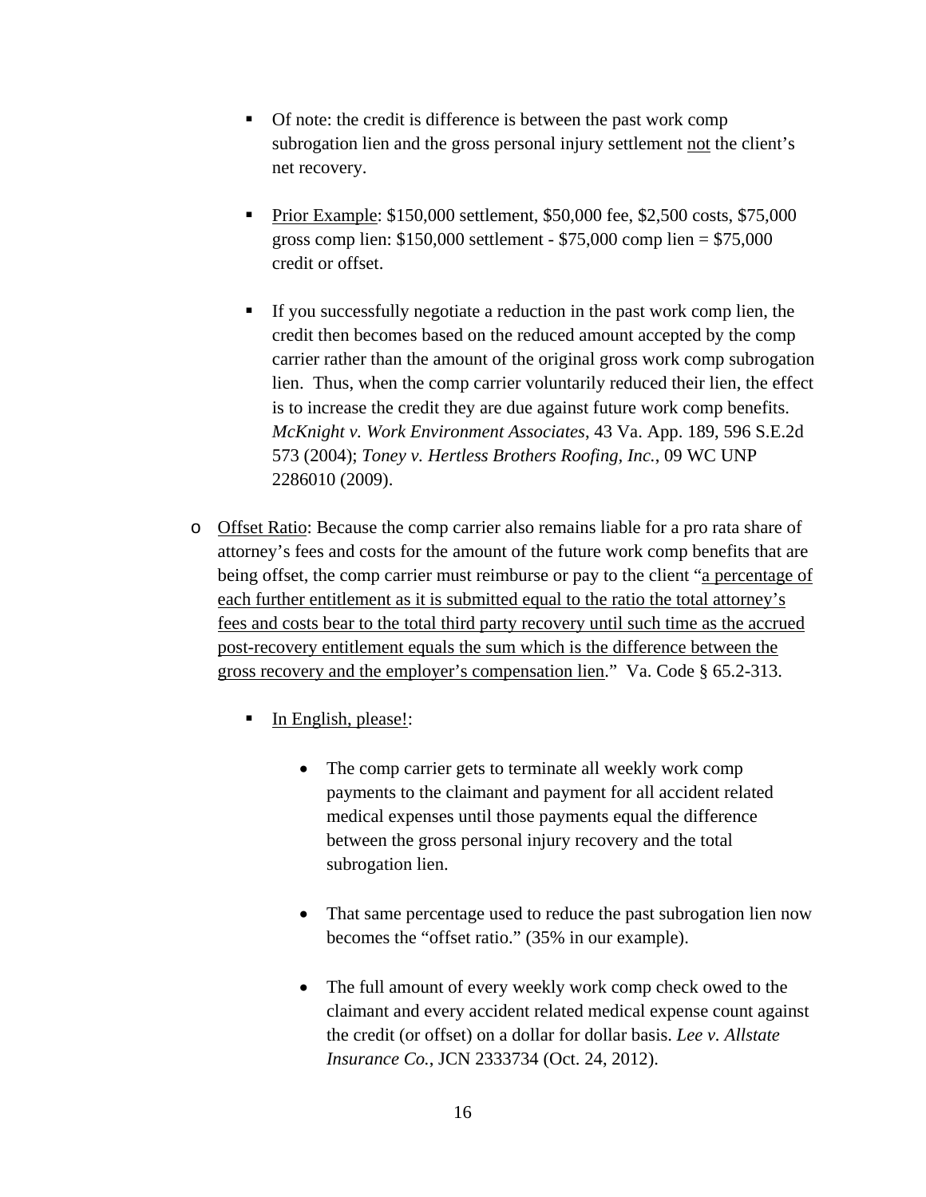- Of note: the credit is difference is between the past work comp subrogation lien and the gross personal injury settlement <u>not</u> the client's net recovery.

    - <u>Prior Example</u>: $150,000 settlement, $50,000 fee, $2,500 costs, $75,000 gross comp lien: $150,000 settlement - $75,000 comp lien = $75,000 credit or offset.

    - If you successfully negotiate a reduction in the past work comp lien, the credit then becomes based on the reduced amount accepted by the comp carrier rather than the amount of the original gross work comp subrogation lien. Thus, when the comp carrier voluntarily reduced their lien, the effect is to increase the credit they are due against future work comp benefits. *McKnight v. Work Environment Associates*, 43 Va. App. 189, 596 S.E.2d 573 (2004); *Toney v. Hertless Brothers Roofing, Inc.*, 09 WC UNP 2286010 (2009).

- <u>Offset Ratio</u>: Because the comp carrier also remains liable for a pro rata share of attorney's fees and costs for the amount of the future work comp benefits that are being offset, the comp carrier must reimburse or pay to the client "<u>a percentage of each further entitlement as it is submitted equal to the ratio the total attorney's fees and costs bear to the total third party recovery until such time as the accrued post-recovery entitlement equals the sum which is the difference between the gross recovery and the employer's compensation lien</u>." Va. Code § 65.2-313.

    - <u>In English, please!</u>:

        - The comp carrier gets to terminate all weekly work comp payments to the claimant and payment for all accident related medical expenses until those payments equal the difference between the gross personal injury recovery and the total subrogation lien.

        - That same percentage used to reduce the past subrogation lien now becomes the "offset ratio." (35% in our example).

        - The full amount of every weekly work comp check owed to the claimant and every accident related medical expense count against the credit (or offset) on a dollar for dollar basis. *Lee v. Allstate Insurance Co.*, JCN 2333734 (Oct. 24, 2012).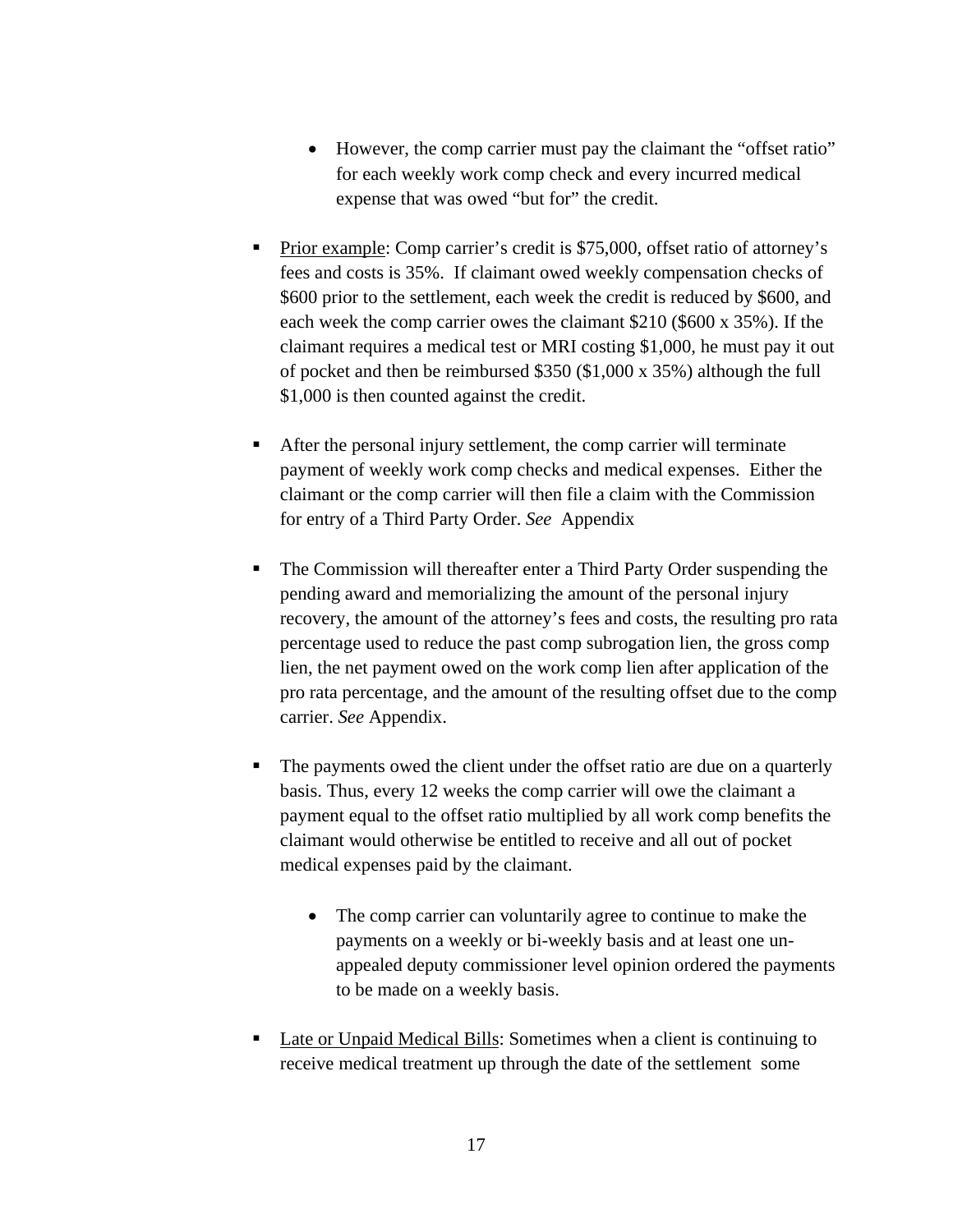- However, the comp carrier must pay the claimant the "offset ratio" for each weekly work comp check and every incurred medical expense that was owed "but for" the credit.

- Prior example: Comp carrier's credit is $75,000, offset ratio of attorney's fees and costs is 35%. If claimant owed weekly compensation checks of $600 prior to the settlement, each week the credit is reduced by $600, and each week the comp carrier owes the claimant $210 ($600 x 35%). If the claimant requires a medical test or MRI costing $1,000, he must pay it out of pocket and then be reimbursed $350 ($1,000 x 35%) although the full $1,000 is then counted against the credit.

- After the personal injury settlement, the comp carrier will terminate payment of weekly work comp checks and medical expenses. Either the claimant or the comp carrier will then file a claim with the Commission for entry of a Third Party Order. *See* Appendix

- The Commission will thereafter enter a Third Party Order suspending the pending award and memorializing the amount of the personal injury recovery, the amount of the attorney's fees and costs, the resulting pro rata percentage used to reduce the past comp subrogation lien, the gross comp lien, the net payment owed on the work comp lien after application of the pro rata percentage, and the amount of the resulting offset due to the comp carrier. *See* Appendix.

- The payments owed the client under the offset ratio are due on a quarterly basis. Thus, every 12 weeks the comp carrier will owe the claimant a payment equal to the offset ratio multiplied by all work comp benefits the claimant would otherwise be entitled to receive and all out of pocket medical expenses paid by the claimant.

   - The comp carrier can voluntarily agree to continue to make the payments on a weekly or bi-weekly basis and at least one un-appealed deputy commissioner level opinion ordered the payments to be made on a weekly basis.

- Late or Unpaid Medical Bills: Sometimes when a client is continuing to receive medical treatment up through the date of the settlement some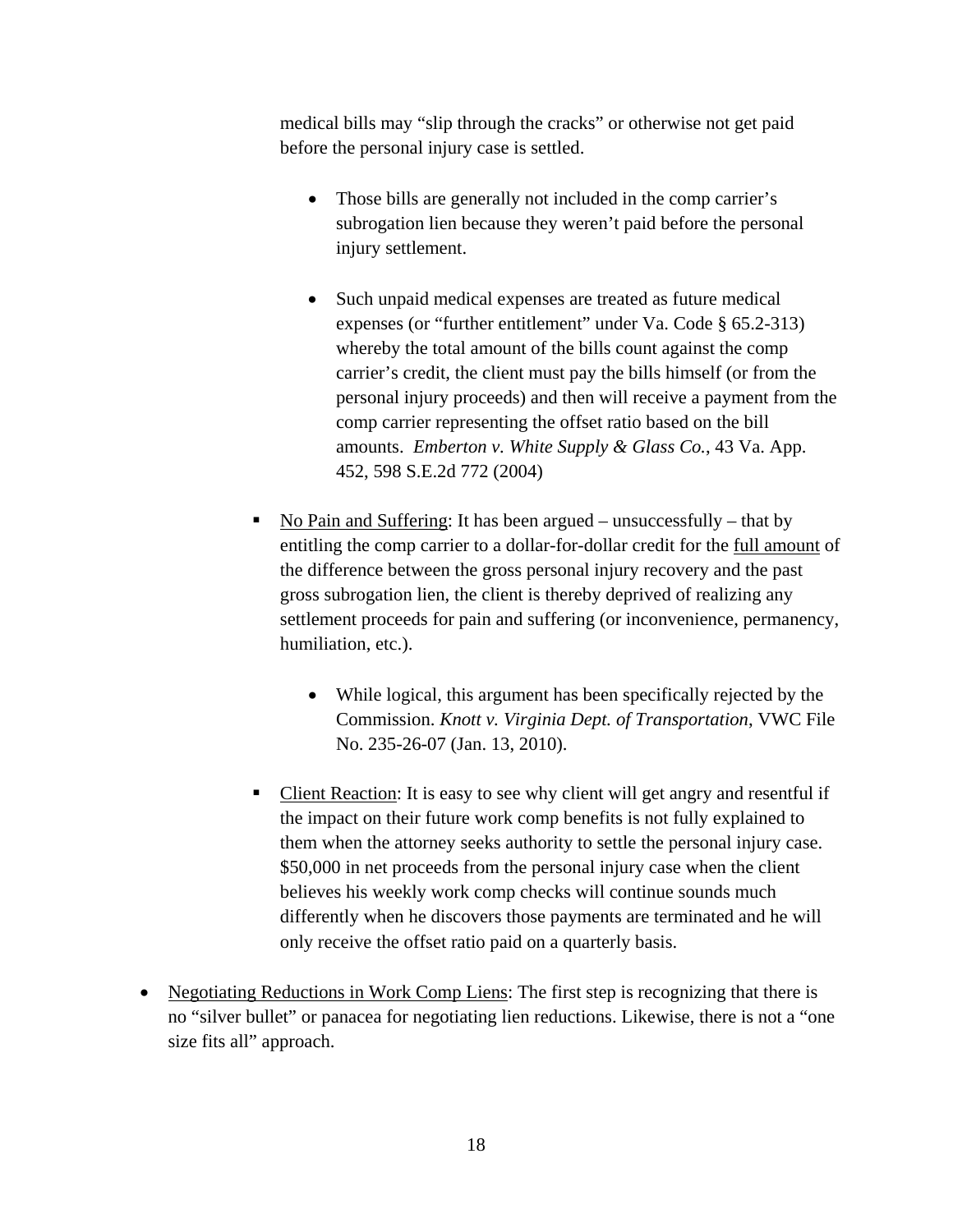medical bills may "slip through the cracks" or otherwise not get paid before the personal injury case is settled.

- Those bills are generally not included in the comp carrier's subrogation lien because they weren't paid before the personal injury settlement.

- Such unpaid medical expenses are treated as future medical expenses (or "further entitlement" under Va. Code § 65.2-313) whereby the total amount of the bills count against the comp carrier's credit, the client must pay the bills himself (or from the personal injury proceeds) and then will receive a payment from the comp carrier representing the offset ratio based on the bill amounts. *Emberton v. White Supply & Glass Co.*, 43 Va. App. 452, 598 S.E.2d 772 (2004)

▪ <u>No Pain and Suffering</u>: It has been argued – unsuccessfully – that by entitling the comp carrier to a dollar-for-dollar credit for the <u>full amount</u> of the difference between the gross personal injury recovery and the past gross subrogation lien, the client is thereby deprived of realizing any settlement proceeds for pain and suffering (or inconvenience, permanency, humiliation, etc.).

- While logical, this argument has been specifically rejected by the Commission. *Knott v. Virginia Dept. of Transportation*, VWC File No. 235-26-07 (Jan. 13, 2010).

▪ <u>Client Reaction</u>: It is easy to see why client will get angry and resentful if the impact on their future work comp benefits is not fully explained to them when the attorney seeks authority to settle the personal injury case. $50,000 in net proceeds from the personal injury case when the client believes his weekly work comp checks will continue sounds much differently when he discovers those payments are terminated and he will only receive the offset ratio paid on a quarterly basis.

- <u>Negotiating Reductions in Work Comp Liens</u>: The first step is recognizing that there is no "silver bullet" or panacea for negotiating lien reductions. Likewise, there is not a "one size fits all" approach.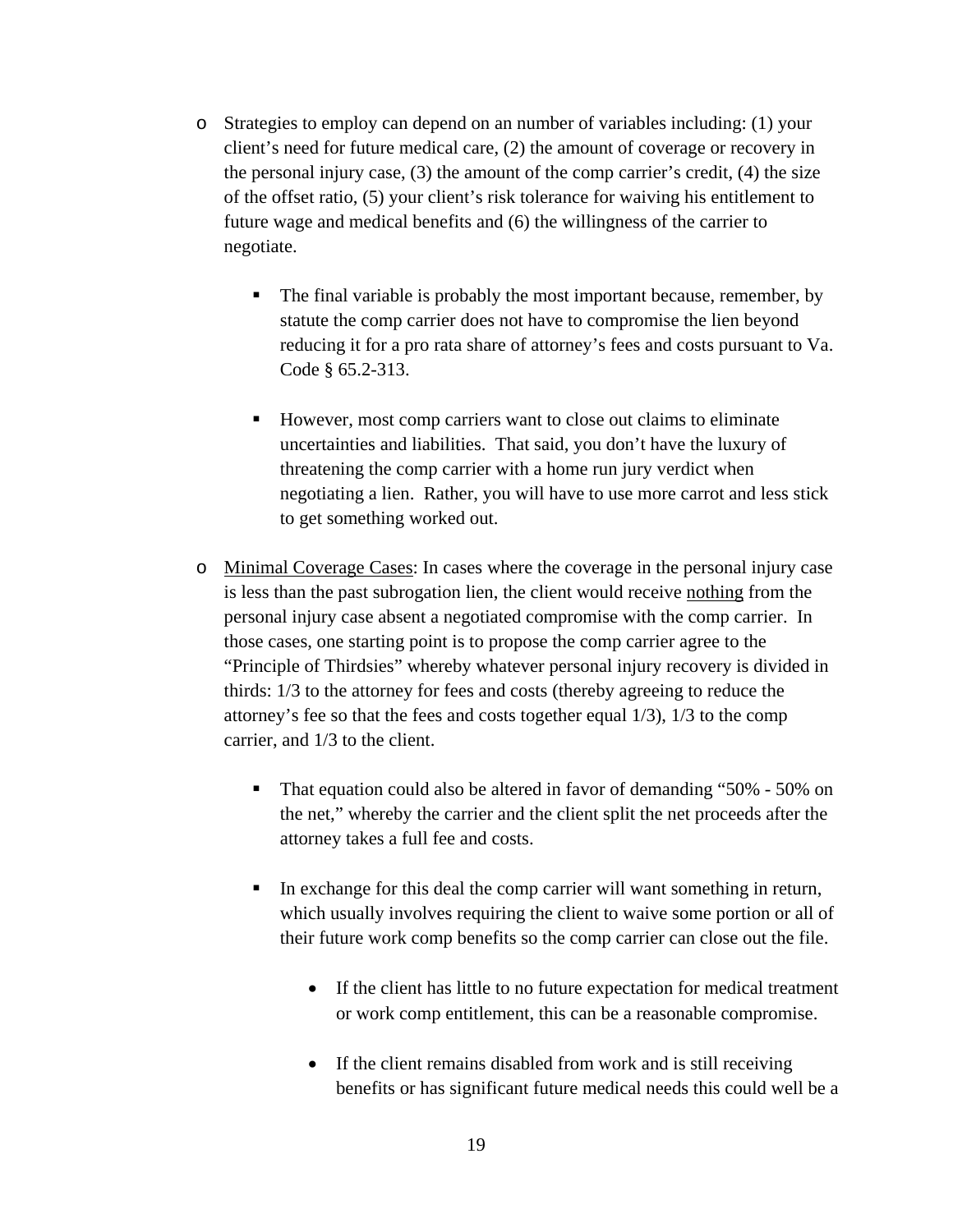- Strategies to employ can depend on an number of variables including: (1) your client's need for future medical care, (2) the amount of coverage or recovery in the personal injury case, (3) the amount of the comp carrier's credit, (4) the size of the offset ratio, (5) your client's risk tolerance for waiving his entitlement to future wage and medical benefits and (6) the willingness of the carrier to negotiate.

    - The final variable is probably the most important because, remember, by statute the comp carrier does not have to compromise the lien beyond reducing it for a pro rata share of attorney's fees and costs pursuant to Va. Code § 65.2-313.

    - However, most comp carriers want to close out claims to eliminate uncertainties and liabilities. That said, you don't have the luxury of threatening the comp carrier with a home run jury verdict when negotiating a lien. Rather, you will have to use more carrot and less stick to get something worked out.

- <u>Minimal Coverage Cases</u>: In cases where the coverage in the personal injury case is less than the past subrogation lien, the client would receive <u>nothing</u> from the personal injury case absent a negotiated compromise with the comp carrier. In those cases, one starting point is to propose the comp carrier agree to the "Principle of Thirdsies" whereby whatever personal injury recovery is divided in thirds: 1/3 to the attorney for fees and costs (thereby agreeing to reduce the attorney's fee so that the fees and costs together equal 1/3), 1/3 to the comp carrier, and 1/3 to the client.

    - That equation could also be altered in favor of demanding "50% - 50% on the net," whereby the carrier and the client split the net proceeds after the attorney takes a full fee and costs.

    - In exchange for this deal the comp carrier will want something in return, which usually involves requiring the client to waive some portion or all of their future work comp benefits so the comp carrier can close out the file.

        - If the client has little to no future expectation for medical treatment or work comp entitlement, this can be a reasonable compromise.

        - If the client remains disabled from work and is still receiving benefits or has significant future medical needs this could well be a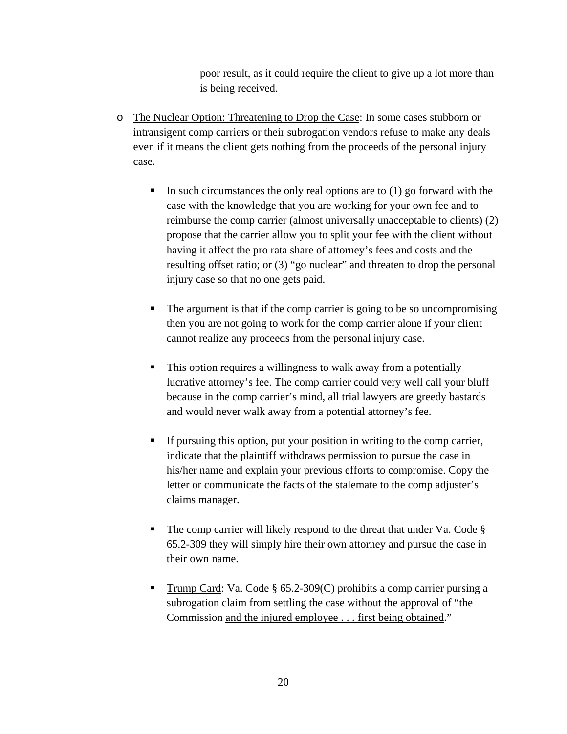poor result, as it could require the client to give up a lot more than is being received.

- <u>The Nuclear Option: Threatening to Drop the Case</u>: In some cases stubborn or intransigent comp carriers or their subrogation vendors refuse to make any deals even if it means the client gets nothing from the proceeds of the personal injury case.

  - In such circumstances the only real options are to (1) go forward with the case with the knowledge that you are working for your own fee and to reimburse the comp carrier (almost universally unacceptable to clients) (2) propose that the carrier allow you to split your fee with the client without having it affect the pro rata share of attorney's fees and costs and the resulting offset ratio; or (3) "go nuclear" and threaten to drop the personal injury case so that no one gets paid.

  - The argument is that if the comp carrier is going to be so uncompromising then you are not going to work for the comp carrier alone if your client cannot realize any proceeds from the personal injury case.

  - This option requires a willingness to walk away from a potentially lucrative attorney's fee. The comp carrier could very well call your bluff because in the comp carrier's mind, all trial lawyers are greedy bastards and would never walk away from a potential attorney's fee.

  - If pursuing this option, put your position in writing to the comp carrier, indicate that the plaintiff withdraws permission to pursue the case in his/her name and explain your previous efforts to compromise. Copy the letter or communicate the facts of the stalemate to the comp adjuster's claims manager.

  - The comp carrier will likely respond to the threat that under Va. Code § 65.2-309 they will simply hire their own attorney and pursue the case in their own name.

  - <u>Trump Card</u>: Va. Code § 65.2-309(C) prohibits a comp carrier pursing a subrogation claim from settling the case without the approval of "the Commission <u>and the injured employee . . . first being obtained</u>."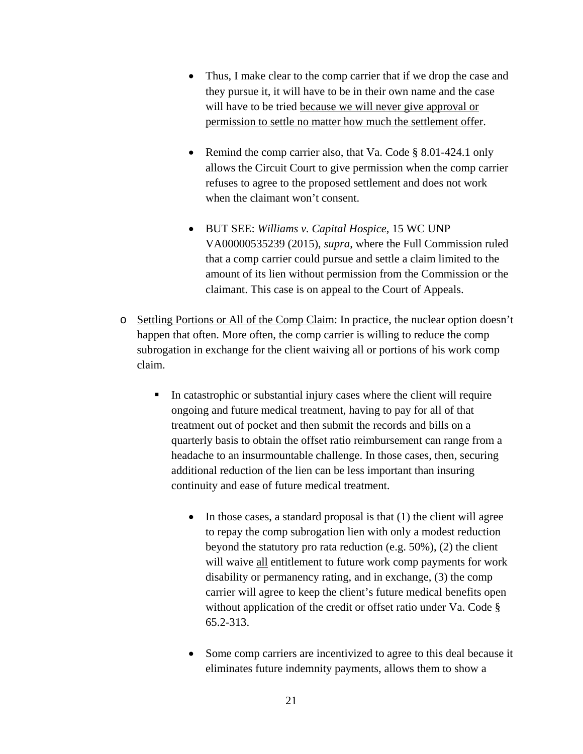- Thus, I make clear to the comp carrier that if we drop the case and they pursue it, it will have to be in their own name and the case will have to be tried <u>because we will never give approval or permission to settle no matter how much the settlement offer</u>.

    - Remind the comp carrier also, that Va. Code § 8.01-424.1 only allows the Circuit Court to give permission when the comp carrier refuses to agree to the proposed settlement and does not work when the claimant won't consent.

    - BUT SEE: *Williams v. Capital Hospice*, 15 WC UNP VA00000535239 (2015), *supra*, where the Full Commission ruled that a comp carrier could pursue and settle a claim limited to the amount of its lien without permission from the Commission or the claimant. This case is on appeal to the Court of Appeals.

- <u>Settling Portions or All of the Comp Claim</u>: In practice, the nuclear option doesn't happen that often. More often, the comp carrier is willing to reduce the comp subrogation in exchange for the client waiving all or portions of his work comp claim.

  - In catastrophic or substantial injury cases where the client will require ongoing and future medical treatment, having to pay for all of that treatment out of pocket and then submit the records and bills on a quarterly basis to obtain the offset ratio reimbursement can range from a headache to an insurmountable challenge. In those cases, then, securing additional reduction of the lien can be less important than insuring continuity and ease of future medical treatment.

    - In those cases, a standard proposal is that (1) the client will agree to repay the comp subrogation lien with only a modest reduction beyond the statutory pro rata reduction (e.g. 50%), (2) the client will waive <u>all</u> entitlement to future work comp payments for work disability or permanency rating, and in exchange, (3) the comp carrier will agree to keep the client's future medical benefits open without application of the credit or offset ratio under Va. Code § 65.2-313.

    - Some comp carriers are incentivized to agree to this deal because it eliminates future indemnity payments, allows them to show a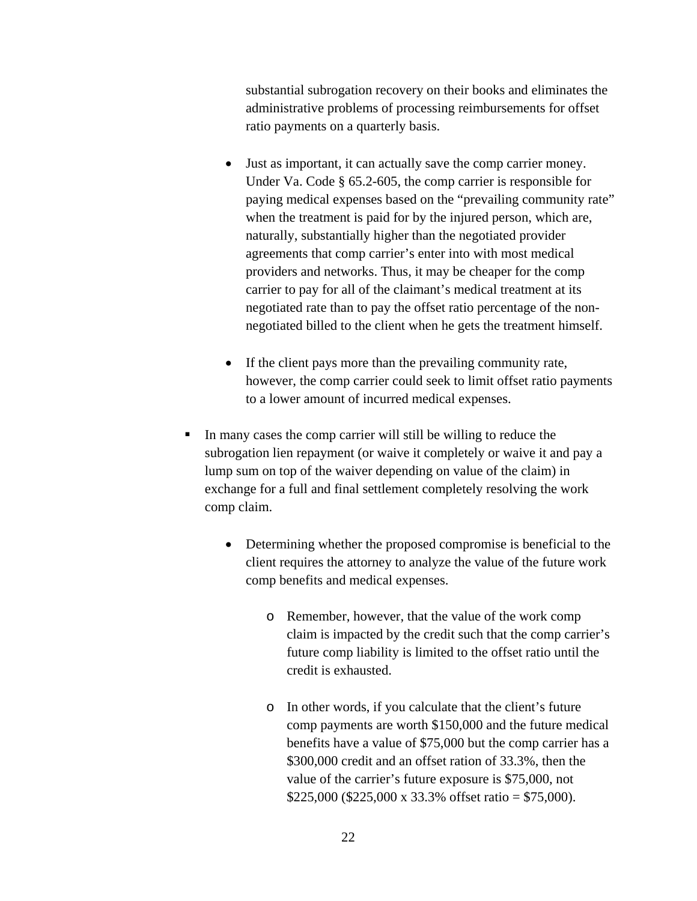substantial subrogation recovery on their books and eliminates the administrative problems of processing reimbursements for offset ratio payments on a quarterly basis.

- Just as important, it can actually save the comp carrier money. Under Va. Code § 65.2-605, the comp carrier is responsible for paying medical expenses based on the "prevailing community rate" when the treatment is paid for by the injured person, which are, naturally, substantially higher than the negotiated provider agreements that comp carrier's enter into with most medical providers and networks. Thus, it may be cheaper for the comp carrier to pay for all of the claimant's medical treatment at its negotiated rate than to pay the offset ratio percentage of the non-negotiated billed to the client when he gets the treatment himself.

- If the client pays more than the prevailing community rate, however, the comp carrier could seek to limit offset ratio payments to a lower amount of incurred medical expenses.

- In many cases the comp carrier will still be willing to reduce the subrogation lien repayment (or waive it completely or waive it and pay a lump sum on top of the waiver depending on value of the claim) in exchange for a full and final settlement completely resolving the work comp claim.

  - Determining whether the proposed compromise is beneficial to the client requires the attorney to analyze the value of the future work comp benefits and medical expenses.

    - Remember, however, that the value of the work comp claim is impacted by the credit such that the comp carrier's future comp liability is limited to the offset ratio until the credit is exhausted.

    - In other words, if you calculate that the client's future comp payments are worth $150,000 and the future medical benefits have a value of $75,000 but the comp carrier has a $300,000 credit and an offset ration of 33.3%, then the value of the carrier's future exposure is $75,000, not $225,000 ($225,000 x 33.3% offset ratio = $75,000).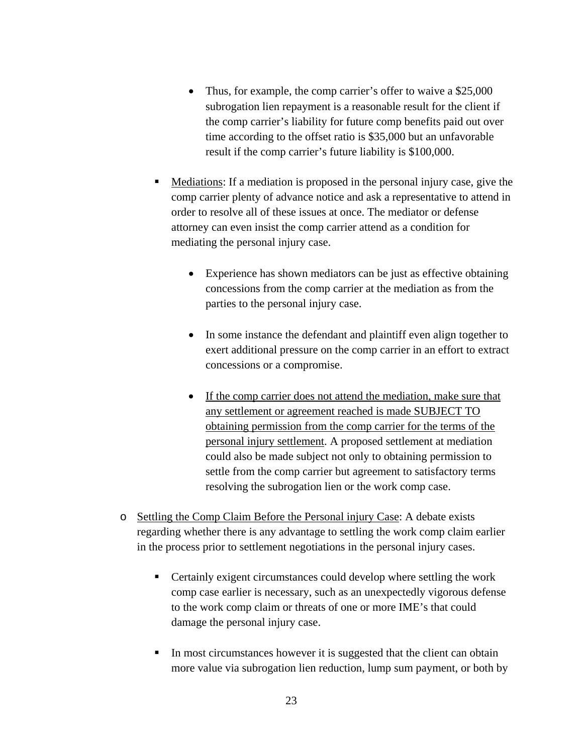- Thus, for example, the comp carrier's offer to waive a $25,000 subrogation lien repayment is a reasonable result for the client if the comp carrier's liability for future comp benefits paid out over time according to the offset ratio is $35,000 but an unfavorable result if the comp carrier's future liability is $100,000.

    - <u>Mediations</u>: If a mediation is proposed in the personal injury case, give the comp carrier plenty of advance notice and ask a representative to attend in order to resolve all of these issues at once. The mediator or defense attorney can even insist the comp carrier attend as a condition for mediating the personal injury case.

        - Experience has shown mediators can be just as effective obtaining concessions from the comp carrier at the mediation as from the parties to the personal injury case.

        - In some instance the defendant and plaintiff even align together to exert additional pressure on the comp carrier in an effort to extract concessions or a compromise.

        - <u>If the comp carrier does not attend the mediation, make sure that any settlement or agreement reached is made SUBJECT TO obtaining permission from the comp carrier for the terms of the personal injury settlement</u>. A proposed settlement at mediation could also be made subject not only to obtaining permission to settle from the comp carrier but agreement to satisfactory terms resolving the subrogation lien or the work comp case.

- <u>Settling the Comp Claim Before the Personal injury Case</u>: A debate exists regarding whether there is any advantage to settling the work comp claim earlier in the process prior to settlement negotiations in the personal injury cases.

    - Certainly exigent circumstances could develop where settling the work comp case earlier is necessary, such as an unexpectedly vigorous defense to the work comp claim or threats of one or more IME's that could damage the personal injury case.

    - In most circumstances however it is suggested that the client can obtain more value via subrogation lien reduction, lump sum payment, or both by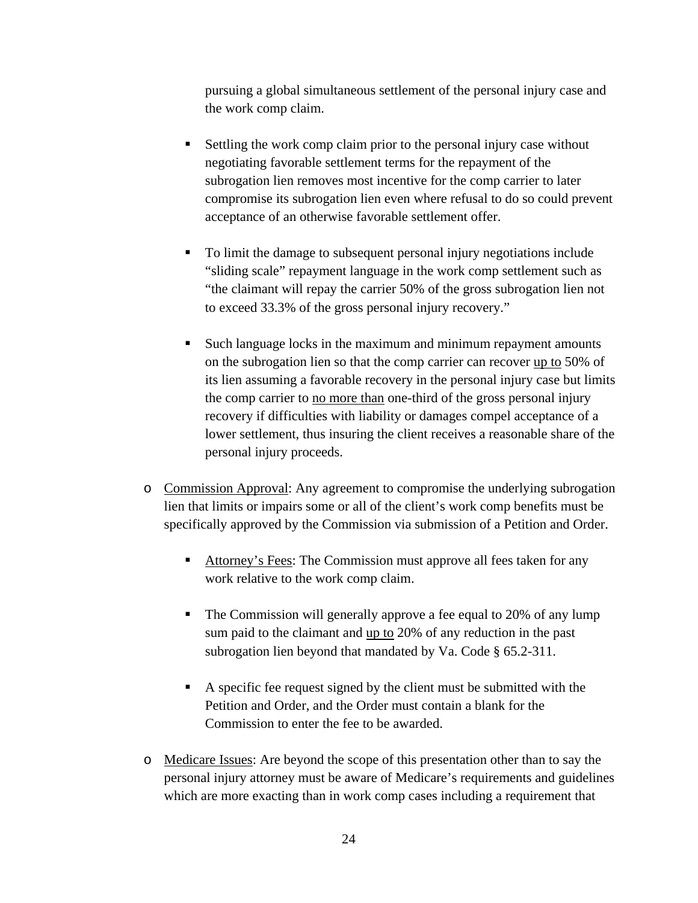pursuing a global simultaneous settlement of the personal injury case and the work comp claim.

    - Settling the work comp claim prior to the personal injury case without negotiating favorable settlement terms for the repayment of the subrogation lien removes most incentive for the comp carrier to later compromise its subrogation lien even where refusal to do so could prevent acceptance of an otherwise favorable settlement offer.

    - To limit the damage to subsequent personal injury negotiations include "sliding scale" repayment language in the work comp settlement such as "the claimant will repay the carrier 50% of the gross subrogation lien not to exceed 33.3% of the gross personal injury recovery."

    - Such language locks in the maximum and minimum repayment amounts on the subrogation lien so that the comp carrier can recover <u>up to</u> 50% of its lien assuming a favorable recovery in the personal injury case but limits the comp carrier to <u>no more than</u> one-third of the gross personal injury recovery if difficulties with liability or damages compel acceptance of a lower settlement, thus insuring the client receives a reasonable share of the personal injury proceeds.

- <u>Commission Approval</u>: Any agreement to compromise the underlying subrogation lien that limits or impairs some or all of the client's work comp benefits must be specifically approved by the Commission via submission of a Petition and Order.

    - <u>Attorney's Fees</u>: The Commission must approve all fees taken for any work relative to the work comp claim.

    - The Commission will generally approve a fee equal to 20% of any lump sum paid to the claimant and <u>up to</u> 20% of any reduction in the past subrogation lien beyond that mandated by Va. Code § 65.2-311.

    - A specific fee request signed by the client must be submitted with the Petition and Order, and the Order must contain a blank for the Commission to enter the fee to be awarded.

- <u>Medicare Issues</u>: Are beyond the scope of this presentation other than to say the personal injury attorney must be aware of Medicare's requirements and guidelines which are more exacting than in work comp cases including a requirement that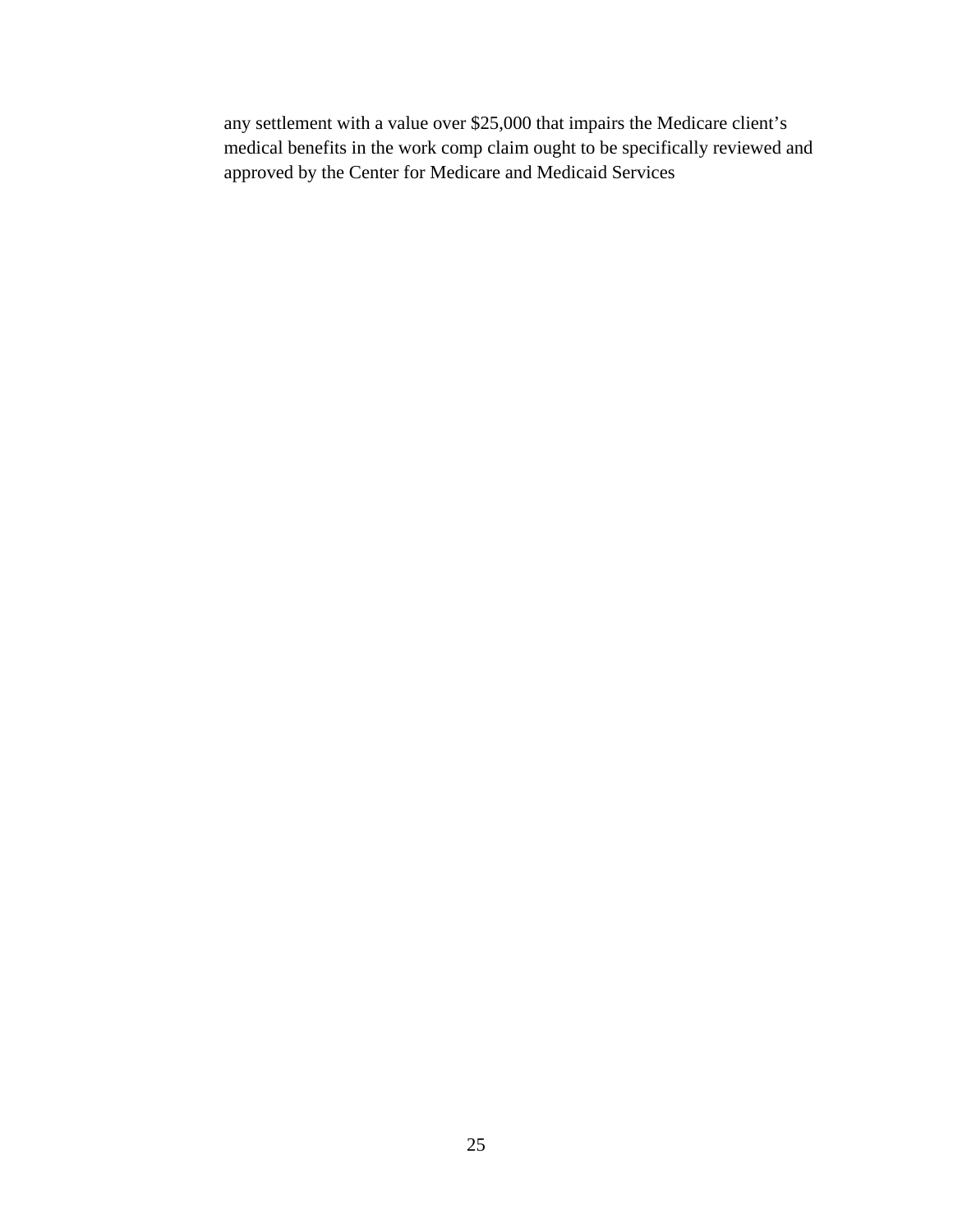any settlement with a value over $25,000 that impairs the Medicare client's medical benefits in the work comp claim ought to be specifically reviewed and approved by the Center for Medicare and Medicaid Services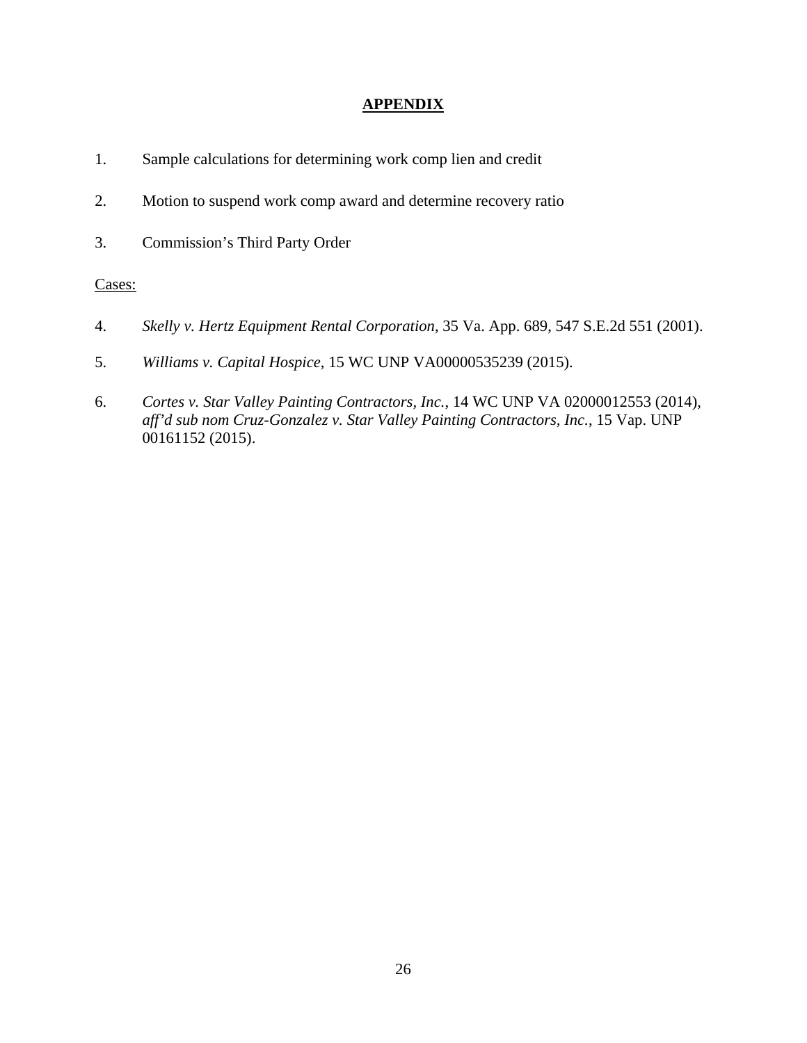# **APPENDIX**

1. Sample calculations for determining work comp lien and credit

2. Motion to suspend work comp award and determine recovery ratio

3. Commission's Third Party Order

Cases:

4. *Skelly v. Hertz Equipment Rental Corporation*, 35 Va. App. 689, 547 S.E.2d 551 (2001).

5. *Williams v. Capital Hospice*, 15 WC UNP VA00000535239 (2015).

6. *Cortes v. Star Valley Painting Contractors, Inc.*, 14 WC UNP VA 02000012553 (2014), *aff'd sub nom Cruz-Gonzalez v. Star Valley Painting Contractors, Inc.*, 15 Vap. UNP 00161152 (2015).